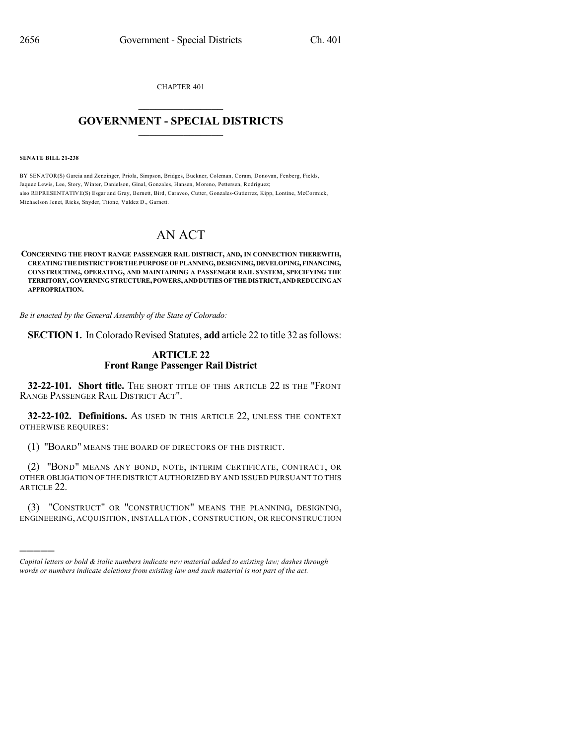CHAPTER 401

# GOVERNMENT - SPECIAL DISTRICTS

**SENATE BILL 21-238**

BY SENATOR(S) Garcia and Zenzinger, Priola, Simpson, Bridges, Buckner, Coleman, Coram, Donovan, Fenberg, Fields, Jaquez Lewis, Lee, Story, Winter, Danielson, Ginal, Gonzales, Hansen, Moreno, Pettersen, Rodriguez;
also REPRESENTATIVE(S) Esgar and Gray, Bernett, Bird, Caraveo, Cutter, Gonzales-Gutierrez, Kipp, Lontine, McCormick, Michaelson Jenet, Ricks, Snyder, Titone, Valdez D., Garnett.

# AN ACT

**CONCERNING THE FRONT RANGE PASSENGER RAIL DISTRICT, AND, IN CONNECTION THEREWITH, CREATING THE DISTRICT FOR THE PURPOSE OF PLANNING, DESIGNING, DEVELOPING, FINANCING, CONSTRUCTING, OPERATING, AND MAINTAINING A PASSENGER RAIL SYSTEM, SPECIFYING THE TERRITORY, GOVERNING STRUCTURE, POWERS, AND DUTIES OF THE DISTRICT, AND REDUCING AN APPROPRIATION.**

*Be it enacted by the General Assembly of the State of Colorado:*

**SECTION 1.** In Colorado Revised Statutes, **add** article 22 to title 32 as follows:

## ARTICLE 22
## Front Range Passenger Rail District

**32-22-101. Short title.** THE SHORT TITLE OF THIS ARTICLE 22 IS THE "FRONT RANGE PASSENGER RAIL DISTRICT ACT".

**32-22-102. Definitions.** AS USED IN THIS ARTICLE 22, UNLESS THE CONTEXT OTHERWISE REQUIRES:

(1) "BOARD" MEANS THE BOARD OF DIRECTORS OF THE DISTRICT.

(2) "BOND" MEANS ANY BOND, NOTE, INTERIM CERTIFICATE, CONTRACT, OR OTHER OBLIGATION OF THE DISTRICT AUTHORIZED BY AND ISSUED PURSUANT TO THIS ARTICLE 22.

(3) "CONSTRUCT" OR "CONSTRUCTION" MEANS THE PLANNING, DESIGNING, ENGINEERING, ACQUISITION, INSTALLATION, CONSTRUCTION, OR RECONSTRUCTION

---

*Capital letters or bold & italic numbers indicate new material added to existing law; dashes through words or numbers indicate deletions from existing law and such material is not part of the act.*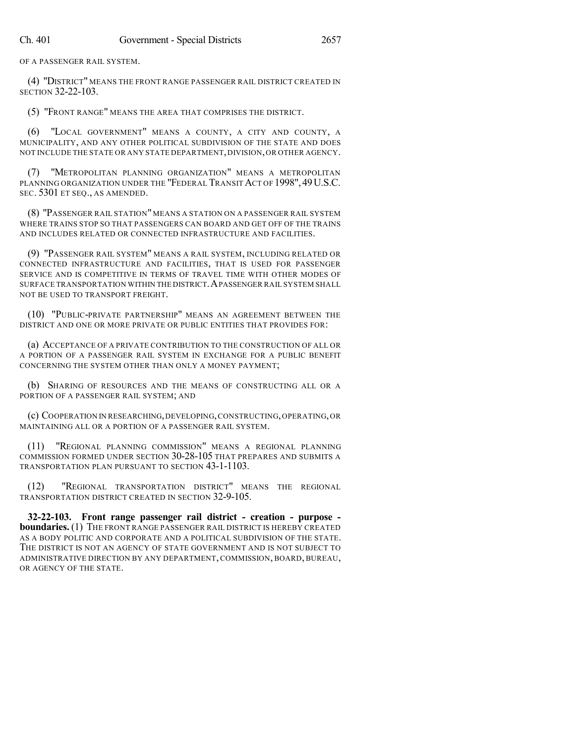OF A PASSENGER RAIL SYSTEM.

(4) "DISTRICT" MEANS THE FRONT RANGE PASSENGER RAIL DISTRICT CREATED IN SECTION 32-22-103.

(5) "FRONT RANGE" MEANS THE AREA THAT COMPRISES THE DISTRICT.

(6) "LOCAL GOVERNMENT" MEANS A COUNTY, A CITY AND COUNTY, A MUNICIPALITY, AND ANY OTHER POLITICAL SUBDIVISION OF THE STATE AND DOES NOT INCLUDE THE STATE OR ANY STATE DEPARTMENT, DIVISION, OR OTHER AGENCY.

(7) "METROPOLITAN PLANNING ORGANIZATION" MEANS A METROPOLITAN PLANNING ORGANIZATION UNDER THE "FEDERAL TRANSIT ACT OF 1998", 49 U.S.C. SEC. 5301 ET SEQ., AS AMENDED.

(8) "PASSENGER RAIL STATION" MEANS A STATION ON A PASSENGER RAIL SYSTEM WHERE TRAINS STOP SO THAT PASSENGERS CAN BOARD AND GET OFF OF THE TRAINS AND INCLUDES RELATED OR CONNECTED INFRASTRUCTURE AND FACILITIES.

(9) "PASSENGER RAIL SYSTEM" MEANS A RAIL SYSTEM, INCLUDING RELATED OR CONNECTED INFRASTRUCTURE AND FACILITIES, THAT IS USED FOR PASSENGER SERVICE AND IS COMPETITIVE IN TERMS OF TRAVEL TIME WITH OTHER MODES OF SURFACE TRANSPORTATION WITHIN THE DISTRICT. A PASSENGER RAIL SYSTEM SHALL NOT BE USED TO TRANSPORT FREIGHT.

(10) "PUBLIC-PRIVATE PARTNERSHIP" MEANS AN AGREEMENT BETWEEN THE DISTRICT AND ONE OR MORE PRIVATE OR PUBLIC ENTITIES THAT PROVIDES FOR:

(a) ACCEPTANCE OF A PRIVATE CONTRIBUTION TO THE CONSTRUCTION OF ALL OR A PORTION OF A PASSENGER RAIL SYSTEM IN EXCHANGE FOR A PUBLIC BENEFIT CONCERNING THE SYSTEM OTHER THAN ONLY A MONEY PAYMENT;

(b) SHARING OF RESOURCES AND THE MEANS OF CONSTRUCTING ALL OR A PORTION OF A PASSENGER RAIL SYSTEM; AND

(c) COOPERATION IN RESEARCHING, DEVELOPING, CONSTRUCTING, OPERATING, OR MAINTAINING ALL OR A PORTION OF A PASSENGER RAIL SYSTEM.

(11) "REGIONAL PLANNING COMMISSION" MEANS A REGIONAL PLANNING COMMISSION FORMED UNDER SECTION 30-28-105 THAT PREPARES AND SUBMITS A TRANSPORTATION PLAN PURSUANT TO SECTION 43-1-1103.

(12) "REGIONAL TRANSPORTATION DISTRICT" MEANS THE REGIONAL TRANSPORTATION DISTRICT CREATED IN SECTION 32-9-105.

**32-22-103. Front range passenger rail district - creation - purpose - boundaries.** (1) THE FRONT RANGE PASSENGER RAIL DISTRICT IS HEREBY CREATED AS A BODY POLITIC AND CORPORATE AND A POLITICAL SUBDIVISION OF THE STATE. THE DISTRICT IS NOT AN AGENCY OF STATE GOVERNMENT AND IS NOT SUBJECT TO ADMINISTRATIVE DIRECTION BY ANY DEPARTMENT, COMMISSION, BOARD, BUREAU, OR AGENCY OF THE STATE.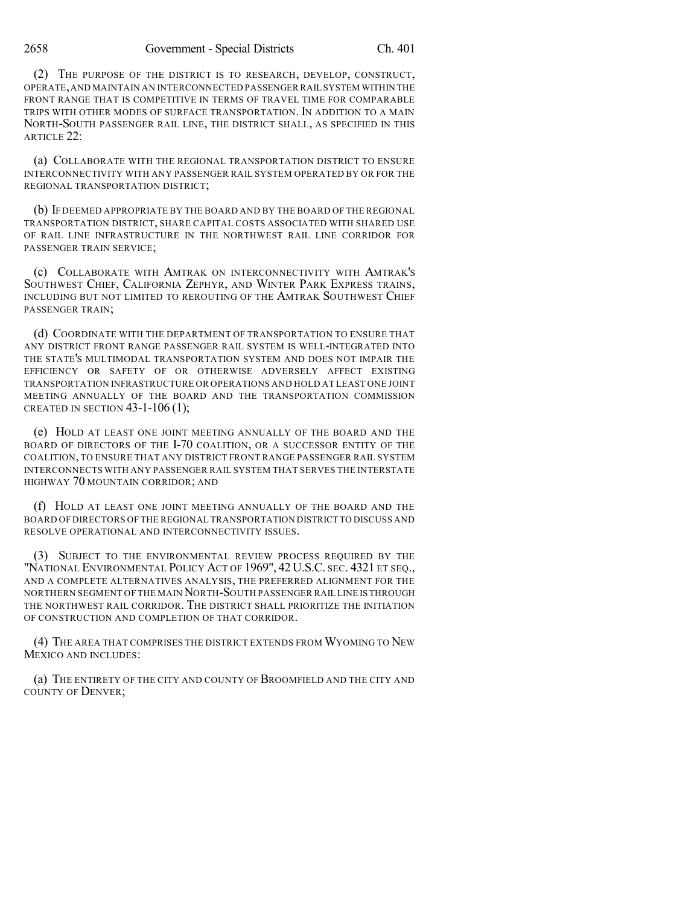(2) THE PURPOSE OF THE DISTRICT IS TO RESEARCH, DEVELOP, CONSTRUCT, OPERATE, AND MAINTAIN AN INTERCONNECTED PASSENGER RAIL SYSTEM WITHIN THE FRONT RANGE THAT IS COMPETITIVE IN TERMS OF TRAVEL TIME FOR COMPARABLE TRIPS WITH OTHER MODES OF SURFACE TRANSPORTATION. IN ADDITION TO A MAIN NORTH-SOUTH PASSENGER RAIL LINE, THE DISTRICT SHALL, AS SPECIFIED IN THIS ARTICLE 22:

(a) COLLABORATE WITH THE REGIONAL TRANSPORTATION DISTRICT TO ENSURE INTERCONNECTIVITY WITH ANY PASSENGER RAIL SYSTEM OPERATED BY OR FOR THE REGIONAL TRANSPORTATION DISTRICT;

(b) IF DEEMED APPROPRIATE BY THE BOARD AND BY THE BOARD OF THE REGIONAL TRANSPORTATION DISTRICT, SHARE CAPITAL COSTS ASSOCIATED WITH SHARED USE OF RAIL LINE INFRASTRUCTURE IN THE NORTHWEST RAIL LINE CORRIDOR FOR PASSENGER TRAIN SERVICE;

(c) COLLABORATE WITH AMTRAK ON INTERCONNECTIVITY WITH AMTRAK'S SOUTHWEST CHIEF, CALIFORNIA ZEPHYR, AND WINTER PARK EXPRESS TRAINS, INCLUDING BUT NOT LIMITED TO REROUTING OF THE AMTRAK SOUTHWEST CHIEF PASSENGER TRAIN;

(d) COORDINATE WITH THE DEPARTMENT OF TRANSPORTATION TO ENSURE THAT ANY DISTRICT FRONT RANGE PASSENGER RAIL SYSTEM IS WELL-INTEGRATED INTO THE STATE'S MULTIMODAL TRANSPORTATION SYSTEM AND DOES NOT IMPAIR THE EFFICIENCY OR SAFETY OF OR OTHERWISE ADVERSELY AFFECT EXISTING TRANSPORTATION INFRASTRUCTURE OR OPERATIONS AND HOLD AT LEAST ONE JOINT MEETING ANNUALLY OF THE BOARD AND THE TRANSPORTATION COMMISSION CREATED IN SECTION 43-1-106 (1);

(e) HOLD AT LEAST ONE JOINT MEETING ANNUALLY OF THE BOARD AND THE BOARD OF DIRECTORS OF THE I-70 COALITION, OR A SUCCESSOR ENTITY OF THE COALITION, TO ENSURE THAT ANY DISTRICT FRONT RANGE PASSENGER RAIL SYSTEM INTERCONNECTS WITH ANY PASSENGER RAIL SYSTEM THAT SERVES THE INTERSTATE HIGHWAY 70 MOUNTAIN CORRIDOR; AND

(f) HOLD AT LEAST ONE JOINT MEETING ANNUALLY OF THE BOARD AND THE BOARD OF DIRECTORS OF THE REGIONAL TRANSPORTATION DISTRICT TO DISCUSS AND RESOLVE OPERATIONAL AND INTERCONNECTIVITY ISSUES.

(3) SUBJECT TO THE ENVIRONMENTAL REVIEW PROCESS REQUIRED BY THE "NATIONAL ENVIRONMENTAL POLICY ACT OF 1969", 42 U.S.C. SEC. 4321 ET SEQ., AND A COMPLETE ALTERNATIVES ANALYSIS, THE PREFERRED ALIGNMENT FOR THE NORTHERN SEGMENT OF THE MAIN NORTH-SOUTH PASSENGER RAIL LINE IS THROUGH THE NORTHWEST RAIL CORRIDOR. THE DISTRICT SHALL PRIORITIZE THE INITIATION OF CONSTRUCTION AND COMPLETION OF THAT CORRIDOR.

(4) THE AREA THAT COMPRISES THE DISTRICT EXTENDS FROM WYOMING TO NEW MEXICO AND INCLUDES:

(a) THE ENTIRETY OF THE CITY AND COUNTY OF BROOMFIELD AND THE CITY AND COUNTY OF DENVER;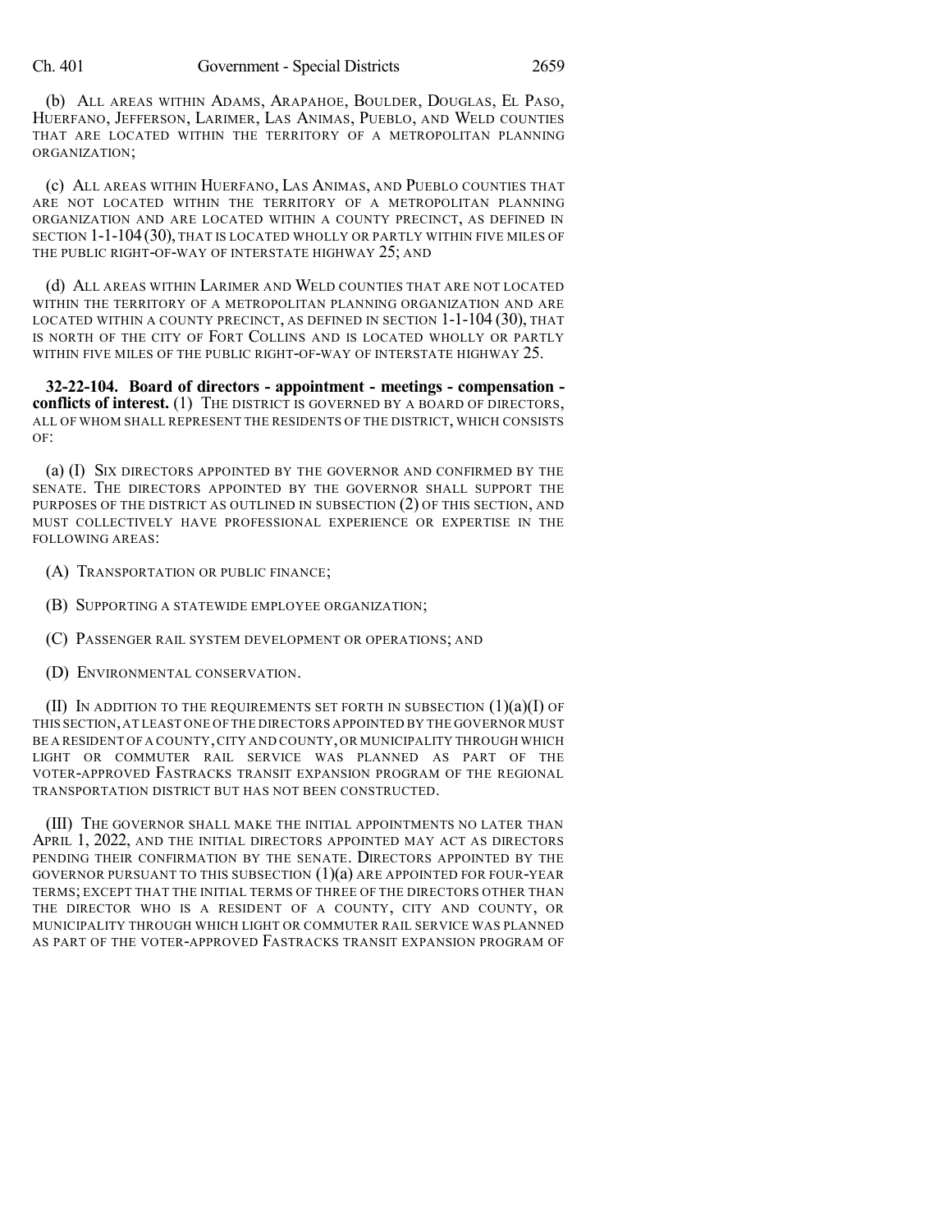(b) ALL AREAS WITHIN ADAMS, ARAPAHOE, BOULDER, DOUGLAS, EL PASO, HUERFANO, JEFFERSON, LARIMER, LAS ANIMAS, PUEBLO, AND WELD COUNTIES THAT ARE LOCATED WITHIN THE TERRITORY OF A METROPOLITAN PLANNING ORGANIZATION;

(c) ALL AREAS WITHIN HUERFANO, LAS ANIMAS, AND PUEBLO COUNTIES THAT ARE NOT LOCATED WITHIN THE TERRITORY OF A METROPOLITAN PLANNING ORGANIZATION AND ARE LOCATED WITHIN A COUNTY PRECINCT, AS DEFINED IN SECTION 1-1-104 (30), THAT IS LOCATED WHOLLY OR PARTLY WITHIN FIVE MILES OF THE PUBLIC RIGHT-OF-WAY OF INTERSTATE HIGHWAY 25; AND

(d) ALL AREAS WITHIN LARIMER AND WELD COUNTIES THAT ARE NOT LOCATED WITHIN THE TERRITORY OF A METROPOLITAN PLANNING ORGANIZATION AND ARE LOCATED WITHIN A COUNTY PRECINCT, AS DEFINED IN SECTION 1-1-104 (30), THAT IS NORTH OF THE CITY OF FORT COLLINS AND IS LOCATED WHOLLY OR PARTLY WITHIN FIVE MILES OF THE PUBLIC RIGHT-OF-WAY OF INTERSTATE HIGHWAY 25.

**32-22-104. Board of directors - appointment - meetings - compensation - conflicts of interest.** (1) THE DISTRICT IS GOVERNED BY A BOARD OF DIRECTORS, ALL OF WHOM SHALL REPRESENT THE RESIDENTS OF THE DISTRICT, WHICH CONSISTS OF:

(a) (I) SIX DIRECTORS APPOINTED BY THE GOVERNOR AND CONFIRMED BY THE SENATE. THE DIRECTORS APPOINTED BY THE GOVERNOR SHALL SUPPORT THE PURPOSES OF THE DISTRICT AS OUTLINED IN SUBSECTION (2) OF THIS SECTION, AND MUST COLLECTIVELY HAVE PROFESSIONAL EXPERIENCE OR EXPERTISE IN THE FOLLOWING AREAS:

(A) TRANSPORTATION OR PUBLIC FINANCE;

(B) SUPPORTING A STATEWIDE EMPLOYEE ORGANIZATION;

(C) PASSENGER RAIL SYSTEM DEVELOPMENT OR OPERATIONS; AND

(D) ENVIRONMENTAL CONSERVATION.

(II) IN ADDITION TO THE REQUIREMENTS SET FORTH IN SUBSECTION (1)(a)(I) OF THIS SECTION, AT LEAST ONE OF THE DIRECTORS APPOINTED BY THE GOVERNOR MUST BE A RESIDENT OF A COUNTY, CITY AND COUNTY, OR MUNICIPALITY THROUGH WHICH LIGHT OR COMMUTER RAIL SERVICE WAS PLANNED AS PART OF THE VOTER-APPROVED FASTRACKS TRANSIT EXPANSION PROGRAM OF THE REGIONAL TRANSPORTATION DISTRICT BUT HAS NOT BEEN CONSTRUCTED.

(III) THE GOVERNOR SHALL MAKE THE INITIAL APPOINTMENTS NO LATER THAN APRIL 1, 2022, AND THE INITIAL DIRECTORS APPOINTED MAY ACT AS DIRECTORS PENDING THEIR CONFIRMATION BY THE SENATE. DIRECTORS APPOINTED BY THE GOVERNOR PURSUANT TO THIS SUBSECTION (1)(a) ARE APPOINTED FOR FOUR-YEAR TERMS; EXCEPT THAT THE INITIAL TERMS OF THREE OF THE DIRECTORS OTHER THAN THE DIRECTOR WHO IS A RESIDENT OF A COUNTY, CITY AND COUNTY, OR MUNICIPALITY THROUGH WHICH LIGHT OR COMMUTER RAIL SERVICE WAS PLANNED AS PART OF THE VOTER-APPROVED FASTRACKS TRANSIT EXPANSION PROGRAM OF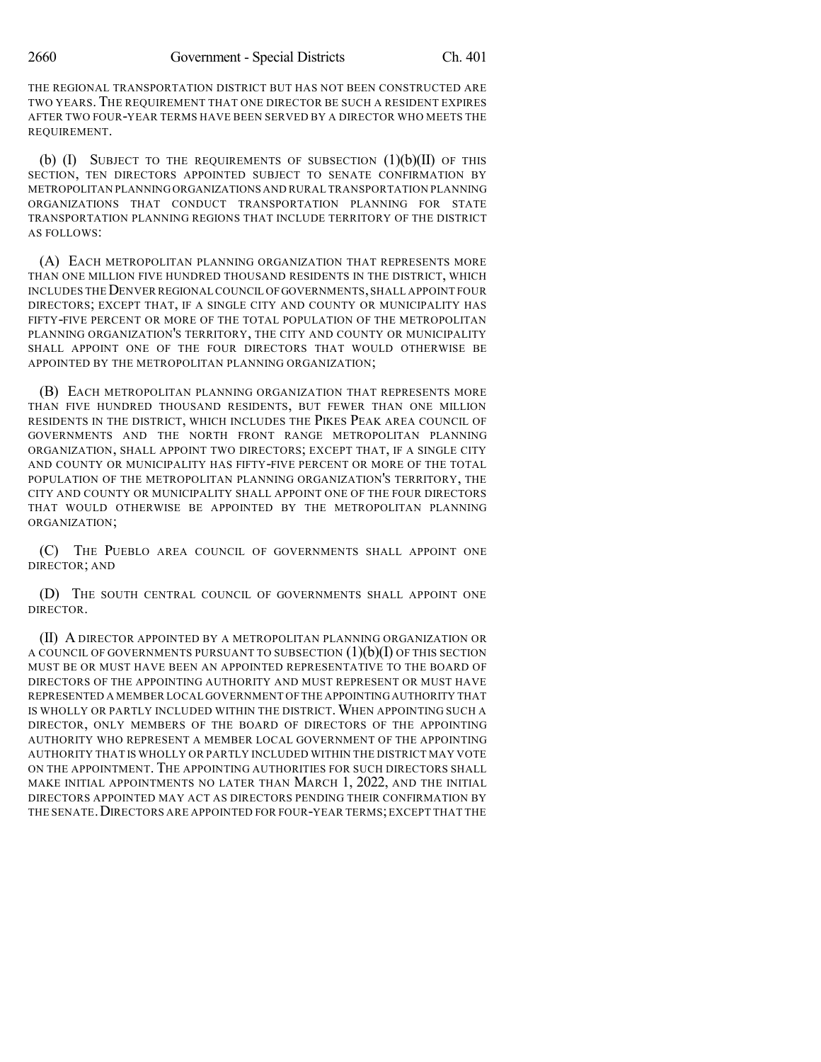THE REGIONAL TRANSPORTATION DISTRICT BUT HAS NOT BEEN CONSTRUCTED ARE TWO YEARS. THE REQUIREMENT THAT ONE DIRECTOR BE SUCH A RESIDENT EXPIRES AFTER TWO FOUR-YEAR TERMS HAVE BEEN SERVED BY A DIRECTOR WHO MEETS THE REQUIREMENT.

(b) (I) SUBJECT TO THE REQUIREMENTS OF SUBSECTION (1)(b)(II) OF THIS SECTION, TEN DIRECTORS APPOINTED SUBJECT TO SENATE CONFIRMATION BY METROPOLITAN PLANNING ORGANIZATIONS AND RURAL TRANSPORTATION PLANNING ORGANIZATIONS THAT CONDUCT TRANSPORTATION PLANNING FOR STATE TRANSPORTATION PLANNING REGIONS THAT INCLUDE TERRITORY OF THE DISTRICT AS FOLLOWS:

(A) EACH METROPOLITAN PLANNING ORGANIZATION THAT REPRESENTS MORE THAN ONE MILLION FIVE HUNDRED THOUSAND RESIDENTS IN THE DISTRICT, WHICH INCLUDES THE DENVER REGIONAL COUNCIL OF GOVERNMENTS, SHALL APPOINT FOUR DIRECTORS; EXCEPT THAT, IF A SINGLE CITY AND COUNTY OR MUNICIPALITY HAS FIFTY-FIVE PERCENT OR MORE OF THE TOTAL POPULATION OF THE METROPOLITAN PLANNING ORGANIZATION'S TERRITORY, THE CITY AND COUNTY OR MUNICIPALITY SHALL APPOINT ONE OF THE FOUR DIRECTORS THAT WOULD OTHERWISE BE APPOINTED BY THE METROPOLITAN PLANNING ORGANIZATION;

(B) EACH METROPOLITAN PLANNING ORGANIZATION THAT REPRESENTS MORE THAN FIVE HUNDRED THOUSAND RESIDENTS, BUT FEWER THAN ONE MILLION RESIDENTS IN THE DISTRICT, WHICH INCLUDES THE PIKES PEAK AREA COUNCIL OF GOVERNMENTS AND THE NORTH FRONT RANGE METROPOLITAN PLANNING ORGANIZATION, SHALL APPOINT TWO DIRECTORS; EXCEPT THAT, IF A SINGLE CITY AND COUNTY OR MUNICIPALITY HAS FIFTY-FIVE PERCENT OR MORE OF THE TOTAL POPULATION OF THE METROPOLITAN PLANNING ORGANIZATION'S TERRITORY, THE CITY AND COUNTY OR MUNICIPALITY SHALL APPOINT ONE OF THE FOUR DIRECTORS THAT WOULD OTHERWISE BE APPOINTED BY THE METROPOLITAN PLANNING ORGANIZATION;

(C) THE PUEBLO AREA COUNCIL OF GOVERNMENTS SHALL APPOINT ONE DIRECTOR; AND

(D) THE SOUTH CENTRAL COUNCIL OF GOVERNMENTS SHALL APPOINT ONE DIRECTOR.

(II) A DIRECTOR APPOINTED BY A METROPOLITAN PLANNING ORGANIZATION OR A COUNCIL OF GOVERNMENTS PURSUANT TO SUBSECTION (1)(b)(I) OF THIS SECTION MUST BE OR MUST HAVE BEEN AN APPOINTED REPRESENTATIVE TO THE BOARD OF DIRECTORS OF THE APPOINTING AUTHORITY AND MUST REPRESENT OR MUST HAVE REPRESENTED A MEMBER LOCAL GOVERNMENT OF THE APPOINTING AUTHORITY THAT IS WHOLLY OR PARTLY INCLUDED WITHIN THE DISTRICT. WHEN APPOINTING SUCH A DIRECTOR, ONLY MEMBERS OF THE BOARD OF DIRECTORS OF THE APPOINTING AUTHORITY WHO REPRESENT A MEMBER LOCAL GOVERNMENT OF THE APPOINTING AUTHORITY THAT IS WHOLLY OR PARTLY INCLUDED WITHIN THE DISTRICT MAY VOTE ON THE APPOINTMENT. THE APPOINTING AUTHORITIES FOR SUCH DIRECTORS SHALL MAKE INITIAL APPOINTMENTS NO LATER THAN MARCH 1, 2022, AND THE INITIAL DIRECTORS APPOINTED MAY ACT AS DIRECTORS PENDING THEIR CONFIRMATION BY THE SENATE. DIRECTORS ARE APPOINTED FOR FOUR-YEAR TERMS; EXCEPT THAT THE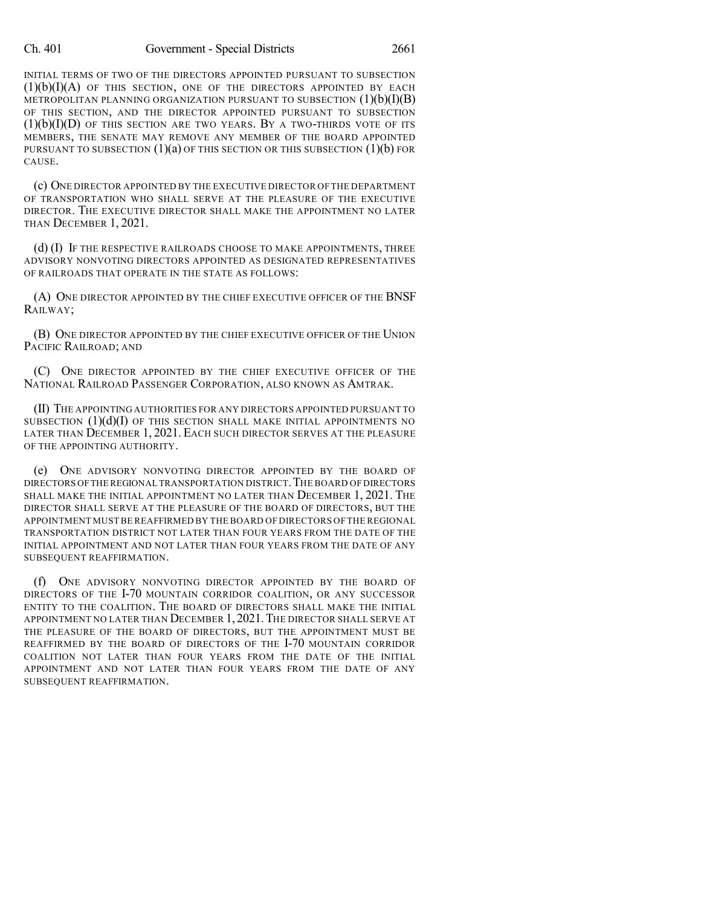INITIAL TERMS OF TWO OF THE DIRECTORS APPOINTED PURSUANT TO SUBSECTION (1)(b)(I)(A) OF THIS SECTION, ONE OF THE DIRECTORS APPOINTED BY EACH METROPOLITAN PLANNING ORGANIZATION PURSUANT TO SUBSECTION (1)(b)(I)(B) OF THIS SECTION, AND THE DIRECTOR APPOINTED PURSUANT TO SUBSECTION (1)(b)(I)(D) OF THIS SECTION ARE TWO YEARS. BY A TWO-THIRDS VOTE OF ITS MEMBERS, THE SENATE MAY REMOVE ANY MEMBER OF THE BOARD APPOINTED PURSUANT TO SUBSECTION (1)(a) OF THIS SECTION OR THIS SUBSECTION (1)(b) FOR CAUSE.

(c) ONE DIRECTOR APPOINTED BY THE EXECUTIVE DIRECTOR OF THE DEPARTMENT OF TRANSPORTATION WHO SHALL SERVE AT THE PLEASURE OF THE EXECUTIVE DIRECTOR. THE EXECUTIVE DIRECTOR SHALL MAKE THE APPOINTMENT NO LATER THAN DECEMBER 1, 2021.

(d) (I) IF THE RESPECTIVE RAILROADS CHOOSE TO MAKE APPOINTMENTS, THREE ADVISORY NONVOTING DIRECTORS APPOINTED AS DESIGNATED REPRESENTATIVES OF RAILROADS THAT OPERATE IN THE STATE AS FOLLOWS:

(A) ONE DIRECTOR APPOINTED BY THE CHIEF EXECUTIVE OFFICER OF THE BNSF RAILWAY;

(B) ONE DIRECTOR APPOINTED BY THE CHIEF EXECUTIVE OFFICER OF THE UNION PACIFIC RAILROAD; AND

(C) ONE DIRECTOR APPOINTED BY THE CHIEF EXECUTIVE OFFICER OF THE NATIONAL RAILROAD PASSENGER CORPORATION, ALSO KNOWN AS AMTRAK.

(II) THE APPOINTING AUTHORITIES FOR ANY DIRECTORS APPOINTED PURSUANT TO SUBSECTION (1)(d)(I) OF THIS SECTION SHALL MAKE INITIAL APPOINTMENTS NO LATER THAN DECEMBER 1, 2021. EACH SUCH DIRECTOR SERVES AT THE PLEASURE OF THE APPOINTING AUTHORITY.

(e) ONE ADVISORY NONVOTING DIRECTOR APPOINTED BY THE BOARD OF DIRECTORS OF THE REGIONAL TRANSPORTATION DISTRICT. THE BOARD OF DIRECTORS SHALL MAKE THE INITIAL APPOINTMENT NO LATER THAN DECEMBER 1, 2021. THE DIRECTOR SHALL SERVE AT THE PLEASURE OF THE BOARD OF DIRECTORS, BUT THE APPOINTMENT MUST BE REAFFIRMED BY THE BOARD OF DIRECTORS OF THE REGIONAL TRANSPORTATION DISTRICT NOT LATER THAN FOUR YEARS FROM THE DATE OF THE INITIAL APPOINTMENT AND NOT LATER THAN FOUR YEARS FROM THE DATE OF ANY SUBSEQUENT REAFFIRMATION.

(f) ONE ADVISORY NONVOTING DIRECTOR APPOINTED BY THE BOARD OF DIRECTORS OF THE I-70 MOUNTAIN CORRIDOR COALITION, OR ANY SUCCESSOR ENTITY TO THE COALITION. THE BOARD OF DIRECTORS SHALL MAKE THE INITIAL APPOINTMENT NO LATER THAN DECEMBER 1, 2021. THE DIRECTOR SHALL SERVE AT THE PLEASURE OF THE BOARD OF DIRECTORS, BUT THE APPOINTMENT MUST BE REAFFIRMED BY THE BOARD OF DIRECTORS OF THE I-70 MOUNTAIN CORRIDOR COALITION NOT LATER THAN FOUR YEARS FROM THE DATE OF THE INITIAL APPOINTMENT AND NOT LATER THAN FOUR YEARS FROM THE DATE OF ANY SUBSEQUENT REAFFIRMATION.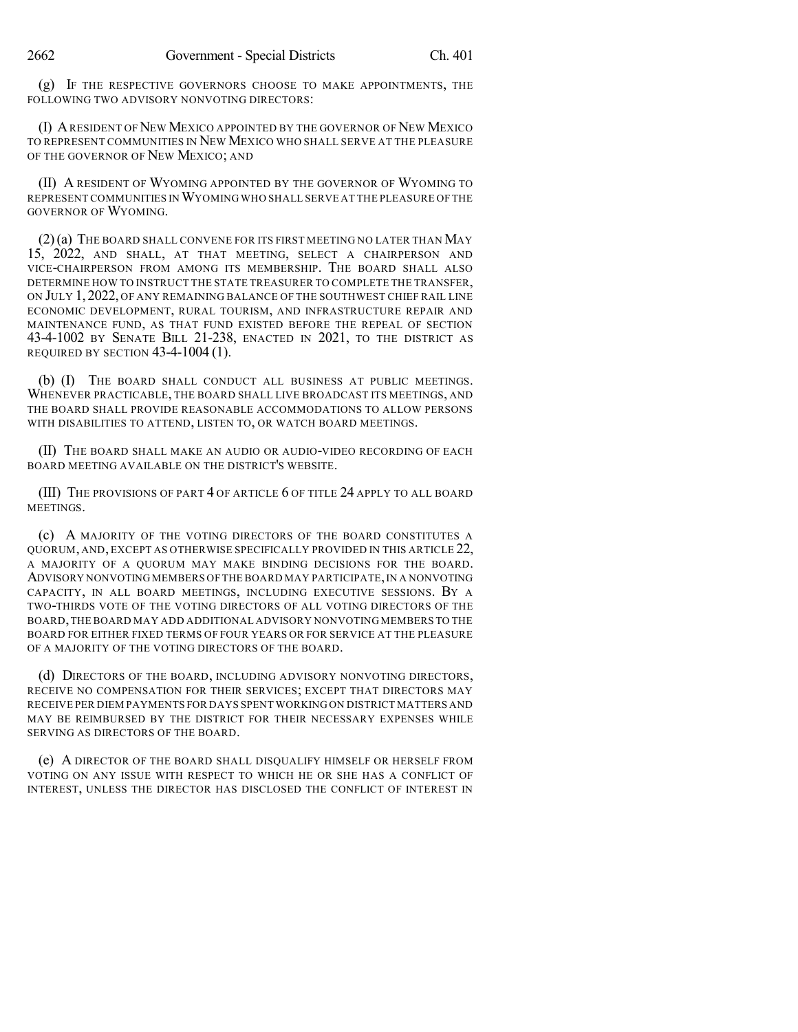(g) IF THE RESPECTIVE GOVERNORS CHOOSE TO MAKE APPOINTMENTS, THE FOLLOWING TWO ADVISORY NONVOTING DIRECTORS:

(I) A RESIDENT OF NEW MEXICO APPOINTED BY THE GOVERNOR OF NEW MEXICO TO REPRESENT COMMUNITIES IN NEW MEXICO WHO SHALL SERVE AT THE PLEASURE OF THE GOVERNOR OF NEW MEXICO; AND

(II) A RESIDENT OF WYOMING APPOINTED BY THE GOVERNOR OF WYOMING TO REPRESENT COMMUNITIES IN WYOMING WHO SHALL SERVE AT THE PLEASURE OF THE GOVERNOR OF WYOMING.

(2) (a) THE BOARD SHALL CONVENE FOR ITS FIRST MEETING NO LATER THAN MAY 15, 2022, AND SHALL, AT THAT MEETING, SELECT A CHAIRPERSON AND VICE-CHAIRPERSON FROM AMONG ITS MEMBERSHIP. THE BOARD SHALL ALSO DETERMINE HOW TO INSTRUCT THE STATE TREASURER TO COMPLETE THE TRANSFER, ON JULY 1, 2022, OF ANY REMAINING BALANCE OF THE SOUTHWEST CHIEF RAIL LINE ECONOMIC DEVELOPMENT, RURAL TOURISM, AND INFRASTRUCTURE REPAIR AND MAINTENANCE FUND, AS THAT FUND EXISTED BEFORE THE REPEAL OF SECTION 43-4-1002 BY SENATE BILL 21-238, ENACTED IN 2021, TO THE DISTRICT AS REQUIRED BY SECTION 43-4-1004 (1).

(b) (I) THE BOARD SHALL CONDUCT ALL BUSINESS AT PUBLIC MEETINGS. WHENEVER PRACTICABLE, THE BOARD SHALL LIVE BROADCAST ITS MEETINGS, AND THE BOARD SHALL PROVIDE REASONABLE ACCOMMODATIONS TO ALLOW PERSONS WITH DISABILITIES TO ATTEND, LISTEN TO, OR WATCH BOARD MEETINGS.

(II) THE BOARD SHALL MAKE AN AUDIO OR AUDIO-VIDEO RECORDING OF EACH BOARD MEETING AVAILABLE ON THE DISTRICT'S WEBSITE.

(III) THE PROVISIONS OF PART 4 OF ARTICLE 6 OF TITLE 24 APPLY TO ALL BOARD MEETINGS.

(c) A MAJORITY OF THE VOTING DIRECTORS OF THE BOARD CONSTITUTES A QUORUM, AND, EXCEPT AS OTHERWISE SPECIFICALLY PROVIDED IN THIS ARTICLE 22, A MAJORITY OF A QUORUM MAY MAKE BINDING DECISIONS FOR THE BOARD. ADVISORY NONVOTING MEMBERS OF THE BOARD MAY PARTICIPATE, IN A NONVOTING CAPACITY, IN ALL BOARD MEETINGS, INCLUDING EXECUTIVE SESSIONS. BY A TWO-THIRDS VOTE OF THE VOTING DIRECTORS OF ALL VOTING DIRECTORS OF THE BOARD, THE BOARD MAY ADD ADDITIONAL ADVISORY NONVOTING MEMBERS TO THE BOARD FOR EITHER FIXED TERMS OF FOUR YEARS OR FOR SERVICE AT THE PLEASURE OF A MAJORITY OF THE VOTING DIRECTORS OF THE BOARD.

(d) DIRECTORS OF THE BOARD, INCLUDING ADVISORY NONVOTING DIRECTORS, RECEIVE NO COMPENSATION FOR THEIR SERVICES; EXCEPT THAT DIRECTORS MAY RECEIVE PER DIEM PAYMENTS FOR DAYS SPENT WORKING ON DISTRICT MATTERS AND MAY BE REIMBURSED BY THE DISTRICT FOR THEIR NECESSARY EXPENSES WHILE SERVING AS DIRECTORS OF THE BOARD.

(e) A DIRECTOR OF THE BOARD SHALL DISQUALIFY HIMSELF OR HERSELF FROM VOTING ON ANY ISSUE WITH RESPECT TO WHICH HE OR SHE HAS A CONFLICT OF INTEREST, UNLESS THE DIRECTOR HAS DISCLOSED THE CONFLICT OF INTEREST IN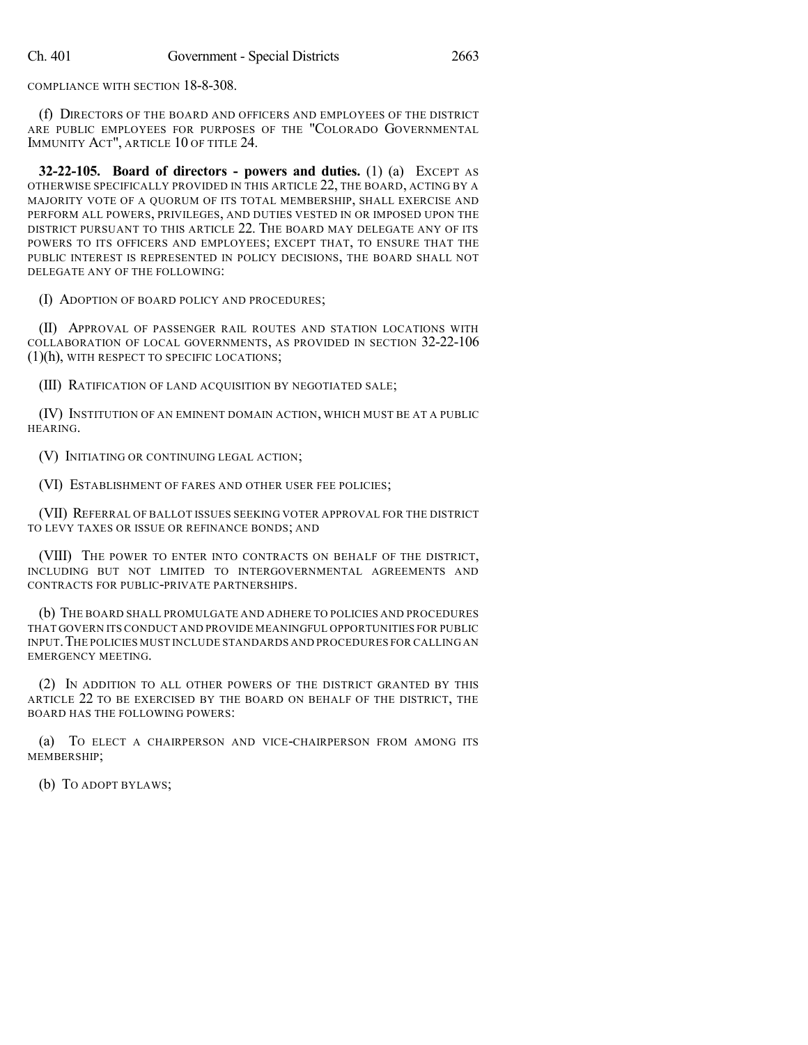COMPLIANCE WITH SECTION 18-8-308.

(f) DIRECTORS OF THE BOARD AND OFFICERS AND EMPLOYEES OF THE DISTRICT ARE PUBLIC EMPLOYEES FOR PURPOSES OF THE "COLORADO GOVERNMENTAL IMMUNITY ACT", ARTICLE 10 OF TITLE 24.

**32-22-105. Board of directors - powers and duties.** (1) (a) EXCEPT AS OTHERWISE SPECIFICALLY PROVIDED IN THIS ARTICLE 22, THE BOARD, ACTING BY A MAJORITY VOTE OF A QUORUM OF ITS TOTAL MEMBERSHIP, SHALL EXERCISE AND PERFORM ALL POWERS, PRIVILEGES, AND DUTIES VESTED IN OR IMPOSED UPON THE DISTRICT PURSUANT TO THIS ARTICLE 22. THE BOARD MAY DELEGATE ANY OF ITS POWERS TO ITS OFFICERS AND EMPLOYEES; EXCEPT THAT, TO ENSURE THAT THE PUBLIC INTEREST IS REPRESENTED IN POLICY DECISIONS, THE BOARD SHALL NOT DELEGATE ANY OF THE FOLLOWING:

(I) ADOPTION OF BOARD POLICY AND PROCEDURES;

(II) APPROVAL OF PASSENGER RAIL ROUTES AND STATION LOCATIONS WITH COLLABORATION OF LOCAL GOVERNMENTS, AS PROVIDED IN SECTION 32-22-106 (1)(h), WITH RESPECT TO SPECIFIC LOCATIONS;

(III) RATIFICATION OF LAND ACQUISITION BY NEGOTIATED SALE;

(IV) INSTITUTION OF AN EMINENT DOMAIN ACTION, WHICH MUST BE AT A PUBLIC HEARING.

(V) INITIATING OR CONTINUING LEGAL ACTION;

(VI) ESTABLISHMENT OF FARES AND OTHER USER FEE POLICIES;

(VII) REFERRAL OF BALLOT ISSUES SEEKING VOTER APPROVAL FOR THE DISTRICT TO LEVY TAXES OR ISSUE OR REFINANCE BONDS; AND

(VIII) THE POWER TO ENTER INTO CONTRACTS ON BEHALF OF THE DISTRICT, INCLUDING BUT NOT LIMITED TO INTERGOVERNMENTAL AGREEMENTS AND CONTRACTS FOR PUBLIC-PRIVATE PARTNERSHIPS.

(b) THE BOARD SHALL PROMULGATE AND ADHERE TO POLICIES AND PROCEDURES THAT GOVERN ITS CONDUCT AND PROVIDE MEANINGFUL OPPORTUNITIES FOR PUBLIC INPUT. THE POLICIES MUST INCLUDE STANDARDS AND PROCEDURES FOR CALLING AN EMERGENCY MEETING.

(2) IN ADDITION TO ALL OTHER POWERS OF THE DISTRICT GRANTED BY THIS ARTICLE 22 TO BE EXERCISED BY THE BOARD ON BEHALF OF THE DISTRICT, THE BOARD HAS THE FOLLOWING POWERS:

(a) TO ELECT A CHAIRPERSON AND VICE-CHAIRPERSON FROM AMONG ITS MEMBERSHIP;

(b) TO ADOPT BYLAWS;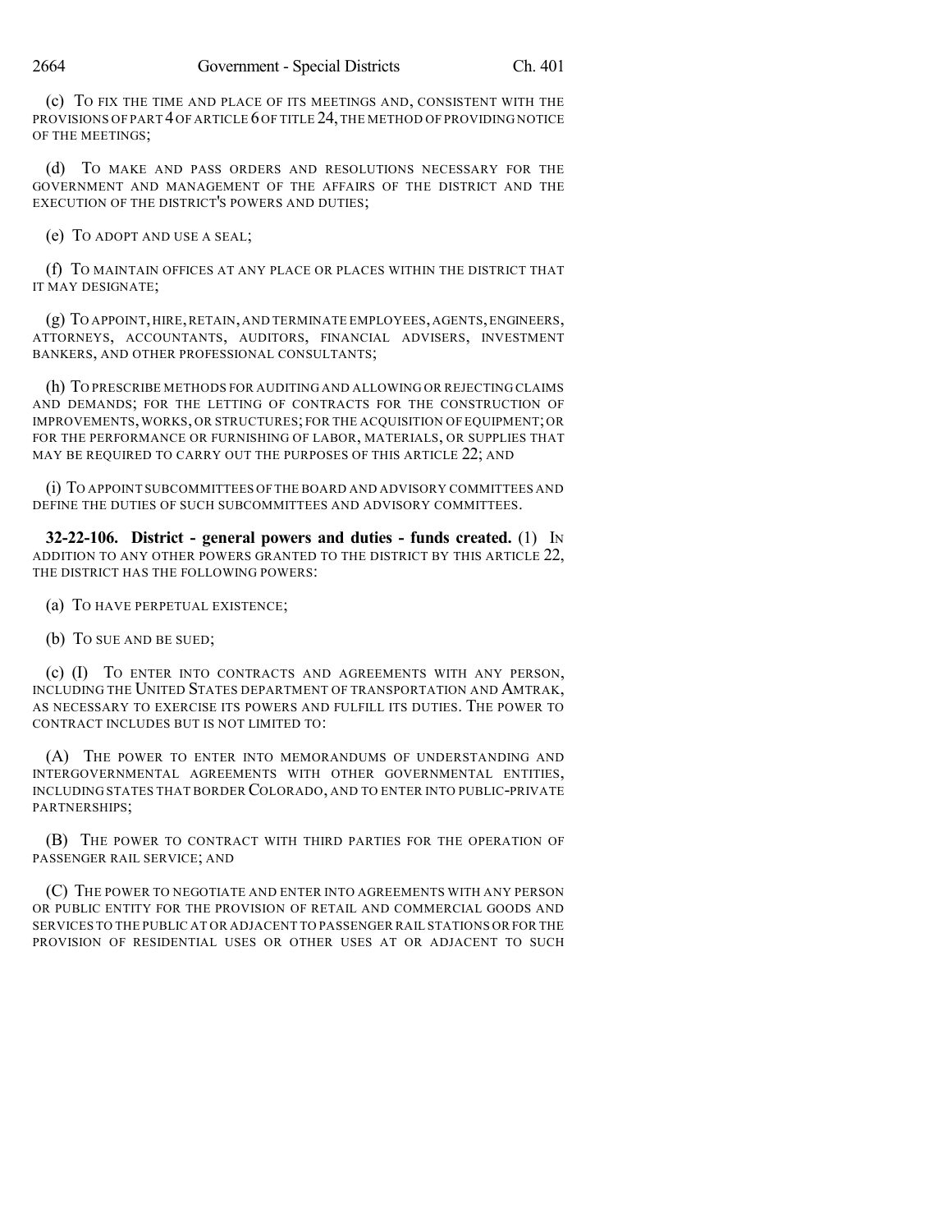(c) TO FIX THE TIME AND PLACE OF ITS MEETINGS AND, CONSISTENT WITH THE PROVISIONS OF PART 4 OF ARTICLE 6 OF TITLE 24, THE METHOD OF PROVIDING NOTICE OF THE MEETINGS;

(d) TO MAKE AND PASS ORDERS AND RESOLUTIONS NECESSARY FOR THE GOVERNMENT AND MANAGEMENT OF THE AFFAIRS OF THE DISTRICT AND THE EXECUTION OF THE DISTRICT'S POWERS AND DUTIES;

(e) TO ADOPT AND USE A SEAL;

(f) TO MAINTAIN OFFICES AT ANY PLACE OR PLACES WITHIN THE DISTRICT THAT IT MAY DESIGNATE;

(g) TO APPOINT, HIRE, RETAIN, AND TERMINATE EMPLOYEES, AGENTS, ENGINEERS, ATTORNEYS, ACCOUNTANTS, AUDITORS, FINANCIAL ADVISERS, INVESTMENT BANKERS, AND OTHER PROFESSIONAL CONSULTANTS;

(h) TO PRESCRIBE METHODS FOR AUDITING AND ALLOWING OR REJECTING CLAIMS AND DEMANDS; FOR THE LETTING OF CONTRACTS FOR THE CONSTRUCTION OF IMPROVEMENTS, WORKS, OR STRUCTURES; FOR THE ACQUISITION OF EQUIPMENT; OR FOR THE PERFORMANCE OR FURNISHING OF LABOR, MATERIALS, OR SUPPLIES THAT MAY BE REQUIRED TO CARRY OUT THE PURPOSES OF THIS ARTICLE 22; AND

(i) TO APPOINT SUBCOMMITTEES OF THE BOARD AND ADVISORY COMMITTEES AND DEFINE THE DUTIES OF SUCH SUBCOMMITTEES AND ADVISORY COMMITTEES.

**32-22-106. District - general powers and duties - funds created.** (1) IN ADDITION TO ANY OTHER POWERS GRANTED TO THE DISTRICT BY THIS ARTICLE 22, THE DISTRICT HAS THE FOLLOWING POWERS:

(a) TO HAVE PERPETUAL EXISTENCE;

(b) TO SUE AND BE SUED;

(c) (I) TO ENTER INTO CONTRACTS AND AGREEMENTS WITH ANY PERSON, INCLUDING THE UNITED STATES DEPARTMENT OF TRANSPORTATION AND AMTRAK, AS NECESSARY TO EXERCISE ITS POWERS AND FULFILL ITS DUTIES. THE POWER TO CONTRACT INCLUDES BUT IS NOT LIMITED TO:

(A) THE POWER TO ENTER INTO MEMORANDUMS OF UNDERSTANDING AND INTERGOVERNMENTAL AGREEMENTS WITH OTHER GOVERNMENTAL ENTITIES, INCLUDING STATES THAT BORDER COLORADO, AND TO ENTER INTO PUBLIC-PRIVATE PARTNERSHIPS;

(B) THE POWER TO CONTRACT WITH THIRD PARTIES FOR THE OPERATION OF PASSENGER RAIL SERVICE; AND

(C) THE POWER TO NEGOTIATE AND ENTER INTO AGREEMENTS WITH ANY PERSON OR PUBLIC ENTITY FOR THE PROVISION OF RETAIL AND COMMERCIAL GOODS AND SERVICES TO THE PUBLIC AT OR ADJACENT TO PASSENGER RAIL STATIONS OR FOR THE PROVISION OF RESIDENTIAL USES OR OTHER USES AT OR ADJACENT TO SUCH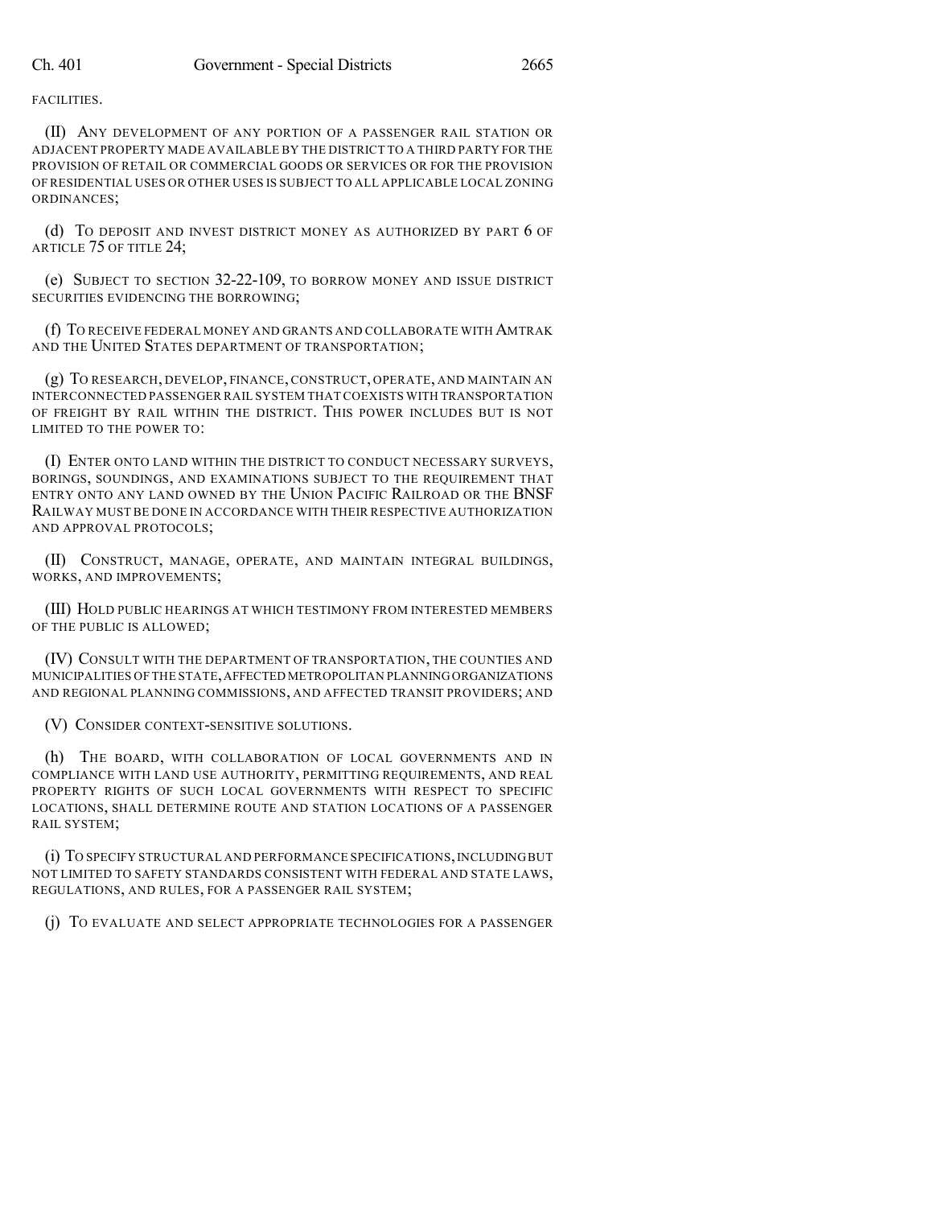FACILITIES.

(II) ANY DEVELOPMENT OF ANY PORTION OF A PASSENGER RAIL STATION OR ADJACENT PROPERTY MADE AVAILABLE BY THE DISTRICT TO A THIRD PARTY FOR THE PROVISION OF RETAIL OR COMMERCIAL GOODS OR SERVICES OR FOR THE PROVISION OF RESIDENTIAL USES OR OTHER USES IS SUBJECT TO ALL APPLICABLE LOCAL ZONING ORDINANCES;

(d) TO DEPOSIT AND INVEST DISTRICT MONEY AS AUTHORIZED BY PART 6 OF ARTICLE 75 OF TITLE 24;

(e) SUBJECT TO SECTION 32-22-109, TO BORROW MONEY AND ISSUE DISTRICT SECURITIES EVIDENCING THE BORROWING;

(f) TO RECEIVE FEDERAL MONEY AND GRANTS AND COLLABORATE WITH AMTRAK AND THE UNITED STATES DEPARTMENT OF TRANSPORTATION;

(g) TO RESEARCH, DEVELOP, FINANCE, CONSTRUCT, OPERATE, AND MAINTAIN AN INTERCONNECTED PASSENGER RAIL SYSTEM THAT COEXISTS WITH TRANSPORTATION OF FREIGHT BY RAIL WITHIN THE DISTRICT. THIS POWER INCLUDES BUT IS NOT LIMITED TO THE POWER TO:

(I) ENTER ONTO LAND WITHIN THE DISTRICT TO CONDUCT NECESSARY SURVEYS, BORINGS, SOUNDINGS, AND EXAMINATIONS SUBJECT TO THE REQUIREMENT THAT ENTRY ONTO ANY LAND OWNED BY THE UNION PACIFIC RAILROAD OR THE BNSF RAILWAY MUST BE DONE IN ACCORDANCE WITH THEIR RESPECTIVE AUTHORIZATION AND APPROVAL PROTOCOLS;

(II) CONSTRUCT, MANAGE, OPERATE, AND MAINTAIN INTEGRAL BUILDINGS, WORKS, AND IMPROVEMENTS;

(III) HOLD PUBLIC HEARINGS AT WHICH TESTIMONY FROM INTERESTED MEMBERS OF THE PUBLIC IS ALLOWED;

(IV) CONSULT WITH THE DEPARTMENT OF TRANSPORTATION, THE COUNTIES AND MUNICIPALITIES OF THE STATE, AFFECTED METROPOLITAN PLANNING ORGANIZATIONS AND REGIONAL PLANNING COMMISSIONS, AND AFFECTED TRANSIT PROVIDERS; AND

(V) CONSIDER CONTEXT-SENSITIVE SOLUTIONS.

(h) THE BOARD, WITH COLLABORATION OF LOCAL GOVERNMENTS AND IN COMPLIANCE WITH LAND USE AUTHORITY, PERMITTING REQUIREMENTS, AND REAL PROPERTY RIGHTS OF SUCH LOCAL GOVERNMENTS WITH RESPECT TO SPECIFIC LOCATIONS, SHALL DETERMINE ROUTE AND STATION LOCATIONS OF A PASSENGER RAIL SYSTEM;

(i) TO SPECIFY STRUCTURAL AND PERFORMANCE SPECIFICATIONS, INCLUDING BUT NOT LIMITED TO SAFETY STANDARDS CONSISTENT WITH FEDERAL AND STATE LAWS, REGULATIONS, AND RULES, FOR A PASSENGER RAIL SYSTEM;

(j) TO EVALUATE AND SELECT APPROPRIATE TECHNOLOGIES FOR A PASSENGER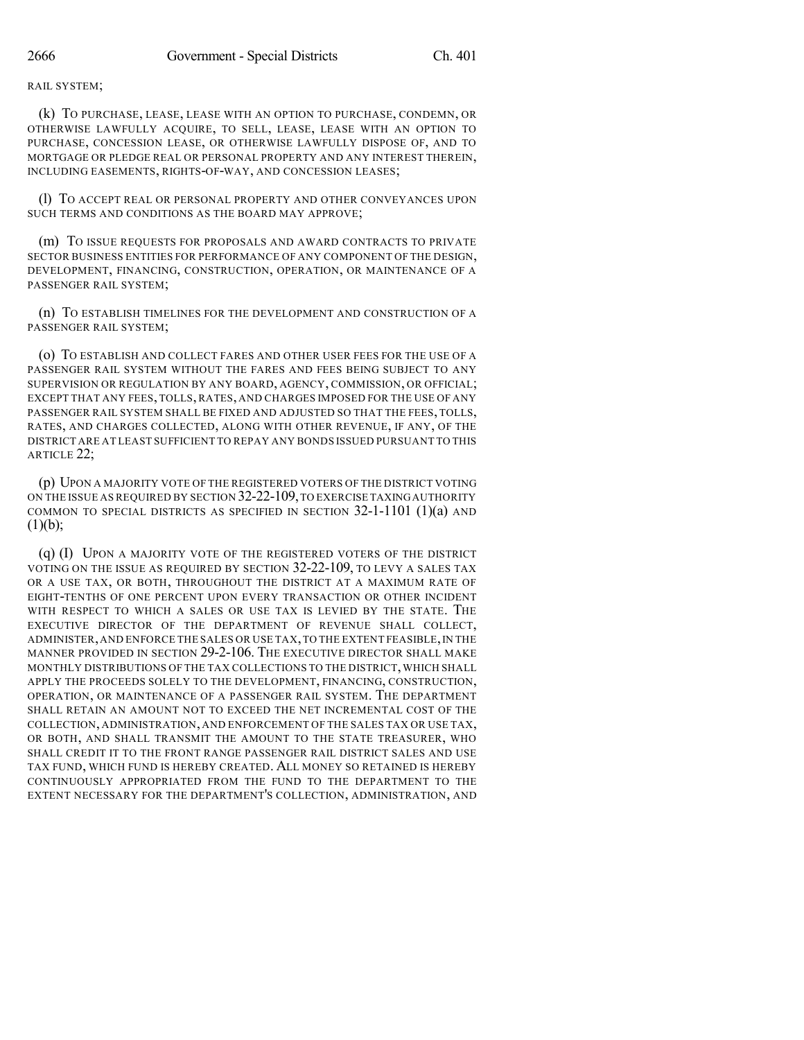RAIL SYSTEM;

(k) TO PURCHASE, LEASE, LEASE WITH AN OPTION TO PURCHASE, CONDEMN, OR OTHERWISE LAWFULLY ACQUIRE, TO SELL, LEASE, LEASE WITH AN OPTION TO PURCHASE, CONCESSION LEASE, OR OTHERWISE LAWFULLY DISPOSE OF, AND TO MORTGAGE OR PLEDGE REAL OR PERSONAL PROPERTY AND ANY INTEREST THEREIN, INCLUDING EASEMENTS, RIGHTS-OF-WAY, AND CONCESSION LEASES;

(l) TO ACCEPT REAL OR PERSONAL PROPERTY AND OTHER CONVEYANCES UPON SUCH TERMS AND CONDITIONS AS THE BOARD MAY APPROVE;

(m) TO ISSUE REQUESTS FOR PROPOSALS AND AWARD CONTRACTS TO PRIVATE SECTOR BUSINESS ENTITIES FOR PERFORMANCE OF ANY COMPONENT OF THE DESIGN, DEVELOPMENT, FINANCING, CONSTRUCTION, OPERATION, OR MAINTENANCE OF A PASSENGER RAIL SYSTEM;

(n) TO ESTABLISH TIMELINES FOR THE DEVELOPMENT AND CONSTRUCTION OF A PASSENGER RAIL SYSTEM;

(o) TO ESTABLISH AND COLLECT FARES AND OTHER USER FEES FOR THE USE OF A PASSENGER RAIL SYSTEM WITHOUT THE FARES AND FEES BEING SUBJECT TO ANY SUPERVISION OR REGULATION BY ANY BOARD, AGENCY, COMMISSION, OR OFFICIAL; EXCEPT THAT ANY FEES, TOLLS, RATES, AND CHARGES IMPOSED FOR THE USE OF ANY PASSENGER RAIL SYSTEM SHALL BE FIXED AND ADJUSTED SO THAT THE FEES, TOLLS, RATES, AND CHARGES COLLECTED, ALONG WITH OTHER REVENUE, IF ANY, OF THE DISTRICT ARE AT LEAST SUFFICIENT TO REPAY ANY BONDS ISSUED PURSUANT TO THIS ARTICLE 22;

(p) UPON A MAJORITY VOTE OF THE REGISTERED VOTERS OF THE DISTRICT VOTING ON THE ISSUE AS REQUIRED BY SECTION 32-22-109, TO EXERCISE TAXING AUTHORITY COMMON TO SPECIAL DISTRICTS AS SPECIFIED IN SECTION 32-1-1101 (1)(a) AND (1)(b);

(q) (I) UPON A MAJORITY VOTE OF THE REGISTERED VOTERS OF THE DISTRICT VOTING ON THE ISSUE AS REQUIRED BY SECTION 32-22-109, TO LEVY A SALES TAX OR A USE TAX, OR BOTH, THROUGHOUT THE DISTRICT AT A MAXIMUM RATE OF EIGHT-TENTHS OF ONE PERCENT UPON EVERY TRANSACTION OR OTHER INCIDENT WITH RESPECT TO WHICH A SALES OR USE TAX IS LEVIED BY THE STATE. THE EXECUTIVE DIRECTOR OF THE DEPARTMENT OF REVENUE SHALL COLLECT, ADMINISTER, AND ENFORCE THE SALES OR USE TAX, TO THE EXTENT FEASIBLE, IN THE MANNER PROVIDED IN SECTION 29-2-106. THE EXECUTIVE DIRECTOR SHALL MAKE MONTHLY DISTRIBUTIONS OF THE TAX COLLECTIONS TO THE DISTRICT, WHICH SHALL APPLY THE PROCEEDS SOLELY TO THE DEVELOPMENT, FINANCING, CONSTRUCTION, OPERATION, OR MAINTENANCE OF A PASSENGER RAIL SYSTEM. THE DEPARTMENT SHALL RETAIN AN AMOUNT NOT TO EXCEED THE NET INCREMENTAL COST OF THE COLLECTION, ADMINISTRATION, AND ENFORCEMENT OF THE SALES TAX OR USE TAX, OR BOTH, AND SHALL TRANSMIT THE AMOUNT TO THE STATE TREASURER, WHO SHALL CREDIT IT TO THE FRONT RANGE PASSENGER RAIL DISTRICT SALES AND USE TAX FUND, WHICH FUND IS HEREBY CREATED. ALL MONEY SO RETAINED IS HEREBY CONTINUOUSLY APPROPRIATED FROM THE FUND TO THE DEPARTMENT TO THE EXTENT NECESSARY FOR THE DEPARTMENT'S COLLECTION, ADMINISTRATION, AND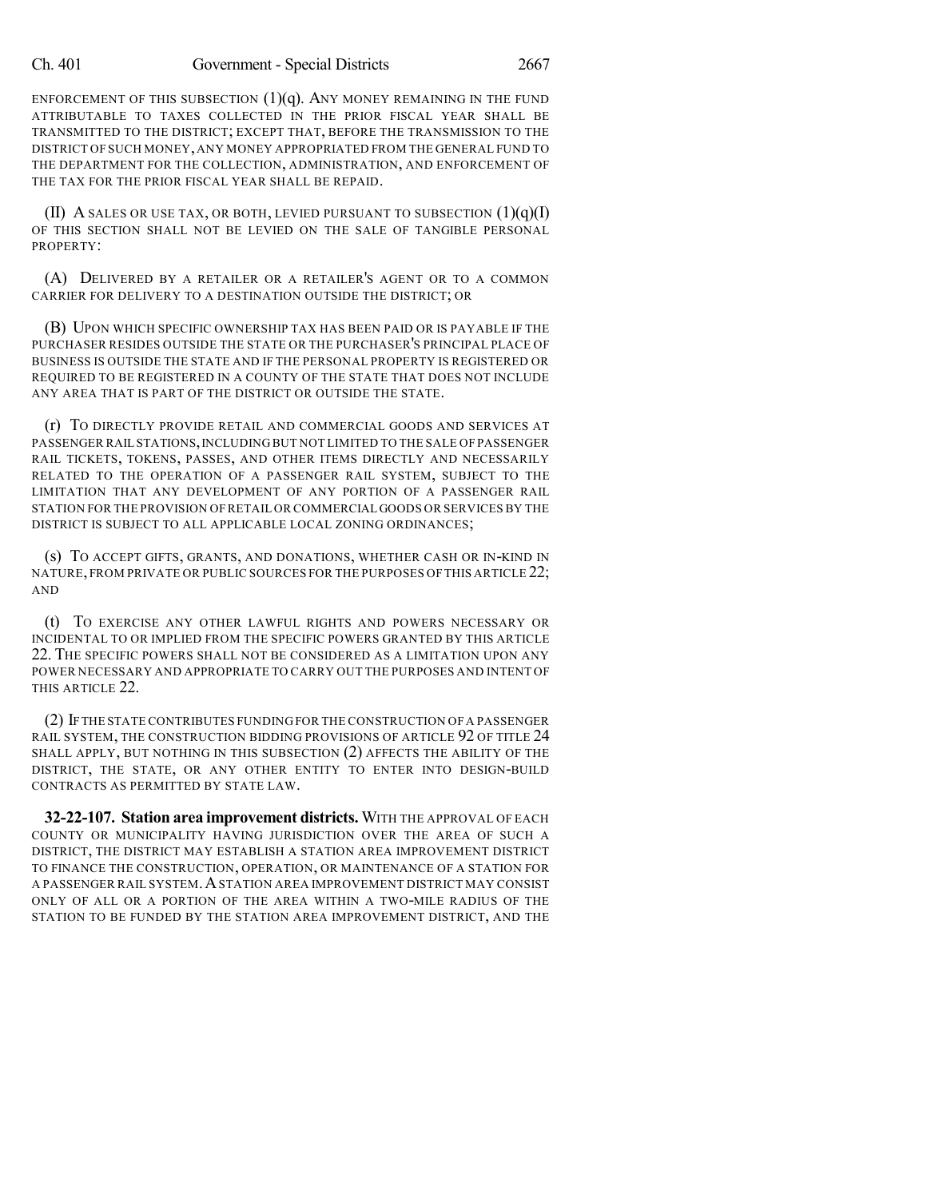ENFORCEMENT OF THIS SUBSECTION (1)(q). ANY MONEY REMAINING IN THE FUND ATTRIBUTABLE TO TAXES COLLECTED IN THE PRIOR FISCAL YEAR SHALL BE TRANSMITTED TO THE DISTRICT; EXCEPT THAT, BEFORE THE TRANSMISSION TO THE DISTRICT OF SUCH MONEY, ANY MONEY APPROPRIATED FROM THE GENERAL FUND TO THE DEPARTMENT FOR THE COLLECTION, ADMINISTRATION, AND ENFORCEMENT OF THE TAX FOR THE PRIOR FISCAL YEAR SHALL BE REPAID.

(II) A SALES OR USE TAX, OR BOTH, LEVIED PURSUANT TO SUBSECTION (1)(q)(I) OF THIS SECTION SHALL NOT BE LEVIED ON THE SALE OF TANGIBLE PERSONAL PROPERTY:

(A) DELIVERED BY A RETAILER OR A RETAILER'S AGENT OR TO A COMMON CARRIER FOR DELIVERY TO A DESTINATION OUTSIDE THE DISTRICT; OR

(B) UPON WHICH SPECIFIC OWNERSHIP TAX HAS BEEN PAID OR IS PAYABLE IF THE PURCHASER RESIDES OUTSIDE THE STATE OR THE PURCHASER'S PRINCIPAL PLACE OF BUSINESS IS OUTSIDE THE STATE AND IF THE PERSONAL PROPERTY IS REGISTERED OR REQUIRED TO BE REGISTERED IN A COUNTY OF THE STATE THAT DOES NOT INCLUDE ANY AREA THAT IS PART OF THE DISTRICT OR OUTSIDE THE STATE.

(r) TO DIRECTLY PROVIDE RETAIL AND COMMERCIAL GOODS AND SERVICES AT PASSENGER RAIL STATIONS, INCLUDING BUT NOT LIMITED TO THE SALE OF PASSENGER RAIL TICKETS, TOKENS, PASSES, AND OTHER ITEMS DIRECTLY AND NECESSARILY RELATED TO THE OPERATION OF A PASSENGER RAIL SYSTEM, SUBJECT TO THE LIMITATION THAT ANY DEVELOPMENT OF ANY PORTION OF A PASSENGER RAIL STATION FOR THE PROVISION OF RETAIL OR COMMERCIAL GOODS OR SERVICES BY THE DISTRICT IS SUBJECT TO ALL APPLICABLE LOCAL ZONING ORDINANCES;

(s) TO ACCEPT GIFTS, GRANTS, AND DONATIONS, WHETHER CASH OR IN-KIND IN NATURE, FROM PRIVATE OR PUBLIC SOURCES FOR THE PURPOSES OF THIS ARTICLE 22; AND

(t) TO EXERCISE ANY OTHER LAWFUL RIGHTS AND POWERS NECESSARY OR INCIDENTAL TO OR IMPLIED FROM THE SPECIFIC POWERS GRANTED BY THIS ARTICLE 22. THE SPECIFIC POWERS SHALL NOT BE CONSIDERED AS A LIMITATION UPON ANY POWER NECESSARY AND APPROPRIATE TO CARRY OUT THE PURPOSES AND INTENT OF THIS ARTICLE 22.

(2) IF THE STATE CONTRIBUTES FUNDING FOR THE CONSTRUCTION OF A PASSENGER RAIL SYSTEM, THE CONSTRUCTION BIDDING PROVISIONS OF ARTICLE 92 OF TITLE 24 SHALL APPLY, BUT NOTHING IN THIS SUBSECTION (2) AFFECTS THE ABILITY OF THE DISTRICT, THE STATE, OR ANY OTHER ENTITY TO ENTER INTO DESIGN-BUILD CONTRACTS AS PERMITTED BY STATE LAW.

**32-22-107. Station area improvement districts.** WITH THE APPROVAL OF EACH COUNTY OR MUNICIPALITY HAVING JURISDICTION OVER THE AREA OF SUCH A DISTRICT, THE DISTRICT MAY ESTABLISH A STATION AREA IMPROVEMENT DISTRICT TO FINANCE THE CONSTRUCTION, OPERATION, OR MAINTENANCE OF A STATION FOR A PASSENGER RAIL SYSTEM. A STATION AREA IMPROVEMENT DISTRICT MAY CONSIST ONLY OF ALL OR A PORTION OF THE AREA WITHIN A TWO-MILE RADIUS OF THE STATION TO BE FUNDED BY THE STATION AREA IMPROVEMENT DISTRICT, AND THE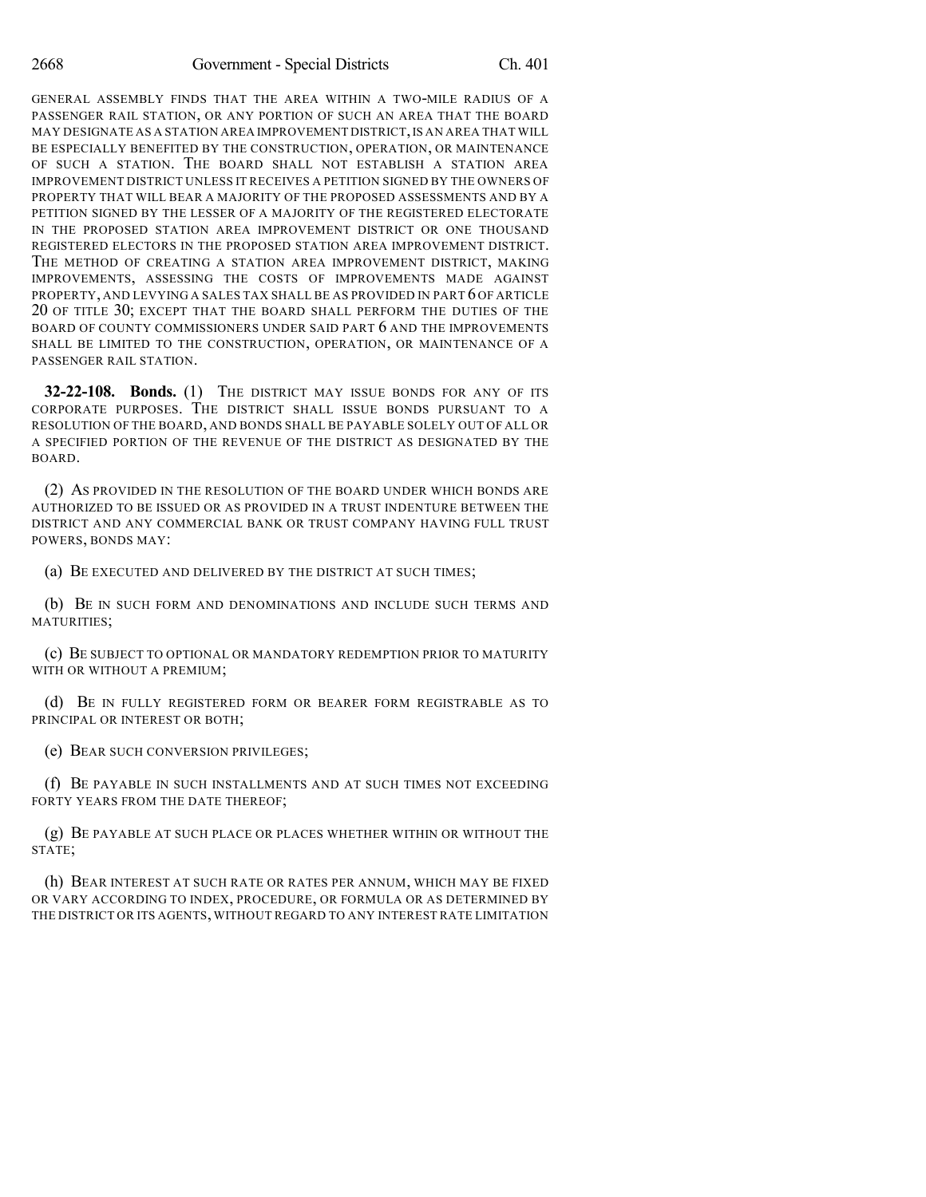GENERAL ASSEMBLY FINDS THAT THE AREA WITHIN A TWO-MILE RADIUS OF A PASSENGER RAIL STATION, OR ANY PORTION OF SUCH AN AREA THAT THE BOARD MAY DESIGNATE AS A STATION AREA IMPROVEMENT DISTRICT, IS AN AREA THAT WILL BE ESPECIALLY BENEFITED BY THE CONSTRUCTION, OPERATION, OR MAINTENANCE OF SUCH A STATION. THE BOARD SHALL NOT ESTABLISH A STATION AREA IMPROVEMENT DISTRICT UNLESS IT RECEIVES A PETITION SIGNED BY THE OWNERS OF PROPERTY THAT WILL BEAR A MAJORITY OF THE PROPOSED ASSESSMENTS AND BY A PETITION SIGNED BY THE LESSER OF A MAJORITY OF THE REGISTERED ELECTORATE IN THE PROPOSED STATION AREA IMPROVEMENT DISTRICT OR ONE THOUSAND REGISTERED ELECTORS IN THE PROPOSED STATION AREA IMPROVEMENT DISTRICT. THE METHOD OF CREATING A STATION AREA IMPROVEMENT DISTRICT, MAKING IMPROVEMENTS, ASSESSING THE COSTS OF IMPROVEMENTS MADE AGAINST PROPERTY, AND LEVYING A SALES TAX SHALL BE AS PROVIDED IN PART 6 OF ARTICLE 20 OF TITLE 30; EXCEPT THAT THE BOARD SHALL PERFORM THE DUTIES OF THE BOARD OF COUNTY COMMISSIONERS UNDER SAID PART 6 AND THE IMPROVEMENTS SHALL BE LIMITED TO THE CONSTRUCTION, OPERATION, OR MAINTENANCE OF A PASSENGER RAIL STATION.

**32-22-108. Bonds.** (1) THE DISTRICT MAY ISSUE BONDS FOR ANY OF ITS CORPORATE PURPOSES. THE DISTRICT SHALL ISSUE BONDS PURSUANT TO A RESOLUTION OF THE BOARD, AND BONDS SHALL BE PAYABLE SOLELY OUT OF ALL OR A SPECIFIED PORTION OF THE REVENUE OF THE DISTRICT AS DESIGNATED BY THE BOARD.

(2) AS PROVIDED IN THE RESOLUTION OF THE BOARD UNDER WHICH BONDS ARE AUTHORIZED TO BE ISSUED OR AS PROVIDED IN A TRUST INDENTURE BETWEEN THE DISTRICT AND ANY COMMERCIAL BANK OR TRUST COMPANY HAVING FULL TRUST POWERS, BONDS MAY:

(a) BE EXECUTED AND DELIVERED BY THE DISTRICT AT SUCH TIMES;

(b) BE IN SUCH FORM AND DENOMINATIONS AND INCLUDE SUCH TERMS AND MATURITIES;

(c) BE SUBJECT TO OPTIONAL OR MANDATORY REDEMPTION PRIOR TO MATURITY WITH OR WITHOUT A PREMIUM;

(d) BE IN FULLY REGISTERED FORM OR BEARER FORM REGISTRABLE AS TO PRINCIPAL OR INTEREST OR BOTH;

(e) BEAR SUCH CONVERSION PRIVILEGES;

(f) BE PAYABLE IN SUCH INSTALLMENTS AND AT SUCH TIMES NOT EXCEEDING FORTY YEARS FROM THE DATE THEREOF;

(g) BE PAYABLE AT SUCH PLACE OR PLACES WHETHER WITHIN OR WITHOUT THE STATE;

(h) BEAR INTEREST AT SUCH RATE OR RATES PER ANNUM, WHICH MAY BE FIXED OR VARY ACCORDING TO INDEX, PROCEDURE, OR FORMULA OR AS DETERMINED BY THE DISTRICT OR ITS AGENTS, WITHOUT REGARD TO ANY INTEREST RATE LIMITATION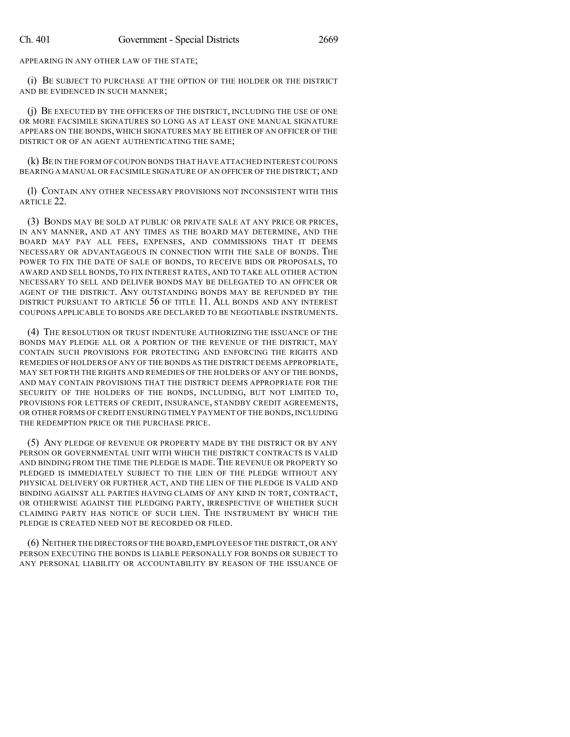APPEARING IN ANY OTHER LAW OF THE STATE;

(i) BE SUBJECT TO PURCHASE AT THE OPTION OF THE HOLDER OR THE DISTRICT AND BE EVIDENCED IN SUCH MANNER;

(j) BE EXECUTED BY THE OFFICERS OF THE DISTRICT, INCLUDING THE USE OF ONE OR MORE FACSIMILE SIGNATURES SO LONG AS AT LEAST ONE MANUAL SIGNATURE APPEARS ON THE BONDS, WHICH SIGNATURES MAY BE EITHER OF AN OFFICER OF THE DISTRICT OR OF AN AGENT AUTHENTICATING THE SAME;

(k) BE IN THE FORM OF COUPON BONDS THAT HAVE ATTACHED INTEREST COUPONS BEARING A MANUAL OR FACSIMILE SIGNATURE OF AN OFFICER OF THE DISTRICT; AND

(l) CONTAIN ANY OTHER NECESSARY PROVISIONS NOT INCONSISTENT WITH THIS ARTICLE 22.

(3) BONDS MAY BE SOLD AT PUBLIC OR PRIVATE SALE AT ANY PRICE OR PRICES, IN ANY MANNER, AND AT ANY TIMES AS THE BOARD MAY DETERMINE, AND THE BOARD MAY PAY ALL FEES, EXPENSES, AND COMMISSIONS THAT IT DEEMS NECESSARY OR ADVANTAGEOUS IN CONNECTION WITH THE SALE OF BONDS. THE POWER TO FIX THE DATE OF SALE OF BONDS, TO RECEIVE BIDS OR PROPOSALS, TO AWARD AND SELL BONDS, TO FIX INTEREST RATES, AND TO TAKE ALL OTHER ACTION NECESSARY TO SELL AND DELIVER BONDS MAY BE DELEGATED TO AN OFFICER OR AGENT OF THE DISTRICT. ANY OUTSTANDING BONDS MAY BE REFUNDED BY THE DISTRICT PURSUANT TO ARTICLE 56 OF TITLE 11. ALL BONDS AND ANY INTEREST COUPONS APPLICABLE TO BONDS ARE DECLARED TO BE NEGOTIABLE INSTRUMENTS.

(4) THE RESOLUTION OR TRUST INDENTURE AUTHORIZING THE ISSUANCE OF THE BONDS MAY PLEDGE ALL OR A PORTION OF THE REVENUE OF THE DISTRICT, MAY CONTAIN SUCH PROVISIONS FOR PROTECTING AND ENFORCING THE RIGHTS AND REMEDIES OF HOLDERS OF ANY OF THE BONDS AS THE DISTRICT DEEMS APPROPRIATE, MAY SET FORTH THE RIGHTS AND REMEDIES OF THE HOLDERS OF ANY OF THE BONDS, AND MAY CONTAIN PROVISIONS THAT THE DISTRICT DEEMS APPROPRIATE FOR THE SECURITY OF THE HOLDERS OF THE BONDS, INCLUDING, BUT NOT LIMITED TO, PROVISIONS FOR LETTERS OF CREDIT, INSURANCE, STANDBY CREDIT AGREEMENTS, OR OTHER FORMS OF CREDIT ENSURING TIMELY PAYMENT OF THE BONDS, INCLUDING THE REDEMPTION PRICE OR THE PURCHASE PRICE.

(5) ANY PLEDGE OF REVENUE OR PROPERTY MADE BY THE DISTRICT OR BY ANY PERSON OR GOVERNMENTAL UNIT WITH WHICH THE DISTRICT CONTRACTS IS VALID AND BINDING FROM THE TIME THE PLEDGE IS MADE. THE REVENUE OR PROPERTY SO PLEDGED IS IMMEDIATELY SUBJECT TO THE LIEN OF THE PLEDGE WITHOUT ANY PHYSICAL DELIVERY OR FURTHER ACT, AND THE LIEN OF THE PLEDGE IS VALID AND BINDING AGAINST ALL PARTIES HAVING CLAIMS OF ANY KIND IN TORT, CONTRACT, OR OTHERWISE AGAINST THE PLEDGING PARTY, IRRESPECTIVE OF WHETHER SUCH CLAIMING PARTY HAS NOTICE OF SUCH LIEN. THE INSTRUMENT BY WHICH THE PLEDGE IS CREATED NEED NOT BE RECORDED OR FILED.

(6) NEITHER THE DIRECTORS OF THE BOARD, EMPLOYEES OF THE DISTRICT, OR ANY PERSON EXECUTING THE BONDS IS LIABLE PERSONALLY FOR BONDS OR SUBJECT TO ANY PERSONAL LIABILITY OR ACCOUNTABILITY BY REASON OF THE ISSUANCE OF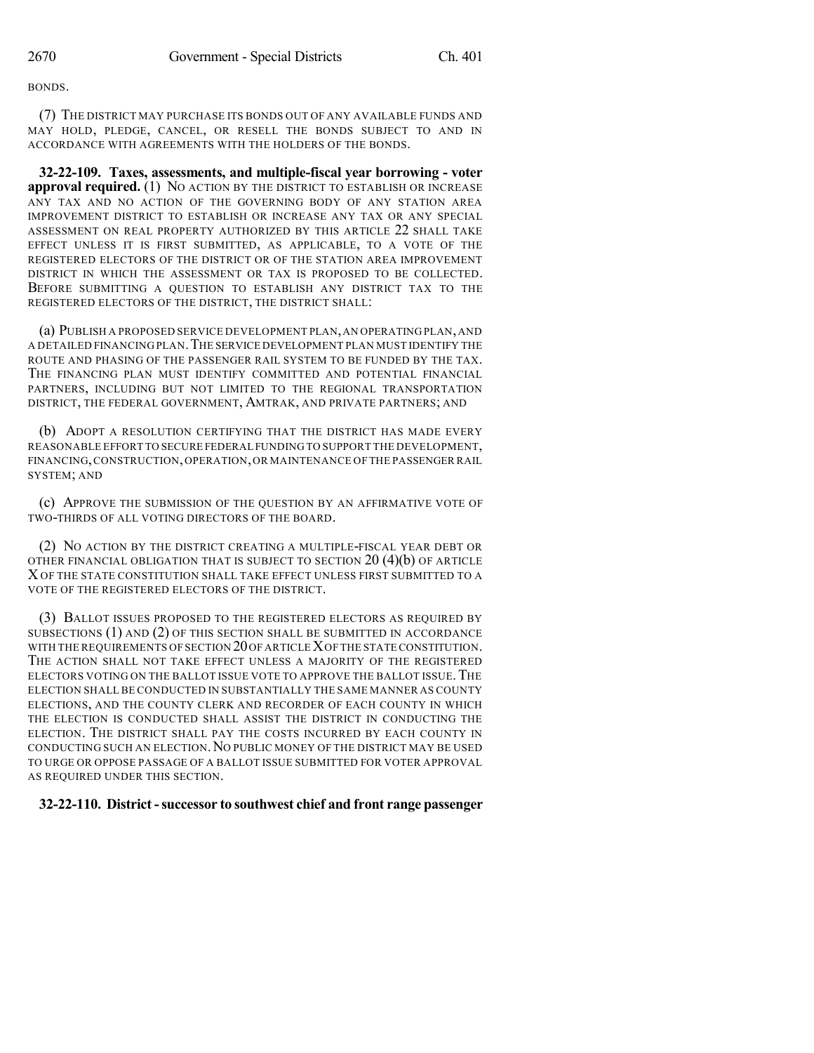BONDS.

(7) THE DISTRICT MAY PURCHASE ITS BONDS OUT OF ANY AVAILABLE FUNDS AND MAY HOLD, PLEDGE, CANCEL, OR RESELL THE BONDS SUBJECT TO AND IN ACCORDANCE WITH AGREEMENTS WITH THE HOLDERS OF THE BONDS.

**32-22-109. Taxes, assessments, and multiple-fiscal year borrowing - voter approval required.** (1) NO ACTION BY THE DISTRICT TO ESTABLISH OR INCREASE ANY TAX AND NO ACTION OF THE GOVERNING BODY OF ANY STATION AREA IMPROVEMENT DISTRICT TO ESTABLISH OR INCREASE ANY TAX OR ANY SPECIAL ASSESSMENT ON REAL PROPERTY AUTHORIZED BY THIS ARTICLE 22 SHALL TAKE EFFECT UNLESS IT IS FIRST SUBMITTED, AS APPLICABLE, TO A VOTE OF THE REGISTERED ELECTORS OF THE DISTRICT OR OF THE STATION AREA IMPROVEMENT DISTRICT IN WHICH THE ASSESSMENT OR TAX IS PROPOSED TO BE COLLECTED. BEFORE SUBMITTING A QUESTION TO ESTABLISH ANY DISTRICT TAX TO THE REGISTERED ELECTORS OF THE DISTRICT, THE DISTRICT SHALL:

(a) PUBLISH A PROPOSED SERVICE DEVELOPMENT PLAN, AN OPERATING PLAN, AND A DETAILED FINANCING PLAN. THE SERVICE DEVELOPMENT PLAN MUST IDENTIFY THE ROUTE AND PHASING OF THE PASSENGER RAIL SYSTEM TO BE FUNDED BY THE TAX. THE FINANCING PLAN MUST IDENTIFY COMMITTED AND POTENTIAL FINANCIAL PARTNERS, INCLUDING BUT NOT LIMITED TO THE REGIONAL TRANSPORTATION DISTRICT, THE FEDERAL GOVERNMENT, AMTRAK, AND PRIVATE PARTNERS; AND

(b) ADOPT A RESOLUTION CERTIFYING THAT THE DISTRICT HAS MADE EVERY REASONABLE EFFORT TO SECURE FEDERAL FUNDING TO SUPPORT THE DEVELOPMENT, FINANCING, CONSTRUCTION, OPERATION, OR MAINTENANCE OF THE PASSENGER RAIL SYSTEM; AND

(c) APPROVE THE SUBMISSION OF THE QUESTION BY AN AFFIRMATIVE VOTE OF TWO-THIRDS OF ALL VOTING DIRECTORS OF THE BOARD.

(2) NO ACTION BY THE DISTRICT CREATING A MULTIPLE-FISCAL YEAR DEBT OR OTHER FINANCIAL OBLIGATION THAT IS SUBJECT TO SECTION 20 (4)(b) OF ARTICLE X OF THE STATE CONSTITUTION SHALL TAKE EFFECT UNLESS FIRST SUBMITTED TO A VOTE OF THE REGISTERED ELECTORS OF THE DISTRICT.

(3) BALLOT ISSUES PROPOSED TO THE REGISTERED ELECTORS AS REQUIRED BY SUBSECTIONS (1) AND (2) OF THIS SECTION SHALL BE SUBMITTED IN ACCORDANCE WITH THE REQUIREMENTS OF SECTION 20 OF ARTICLE X OF THE STATE CONSTITUTION. THE ACTION SHALL NOT TAKE EFFECT UNLESS A MAJORITY OF THE REGISTERED ELECTORS VOTING ON THE BALLOT ISSUE VOTE TO APPROVE THE BALLOT ISSUE. THE ELECTION SHALL BE CONDUCTED IN SUBSTANTIALLY THE SAME MANNER AS COUNTY ELECTIONS, AND THE COUNTY CLERK AND RECORDER OF EACH COUNTY IN WHICH THE ELECTION IS CONDUCTED SHALL ASSIST THE DISTRICT IN CONDUCTING THE ELECTION. THE DISTRICT SHALL PAY THE COSTS INCURRED BY EACH COUNTY IN CONDUCTING SUCH AN ELECTION. NO PUBLIC MONEY OF THE DISTRICT MAY BE USED TO URGE OR OPPOSE PASSAGE OF A BALLOT ISSUE SUBMITTED FOR VOTER APPROVAL AS REQUIRED UNDER THIS SECTION.

**32-22-110. District - successor to southwest chief and front range passenger**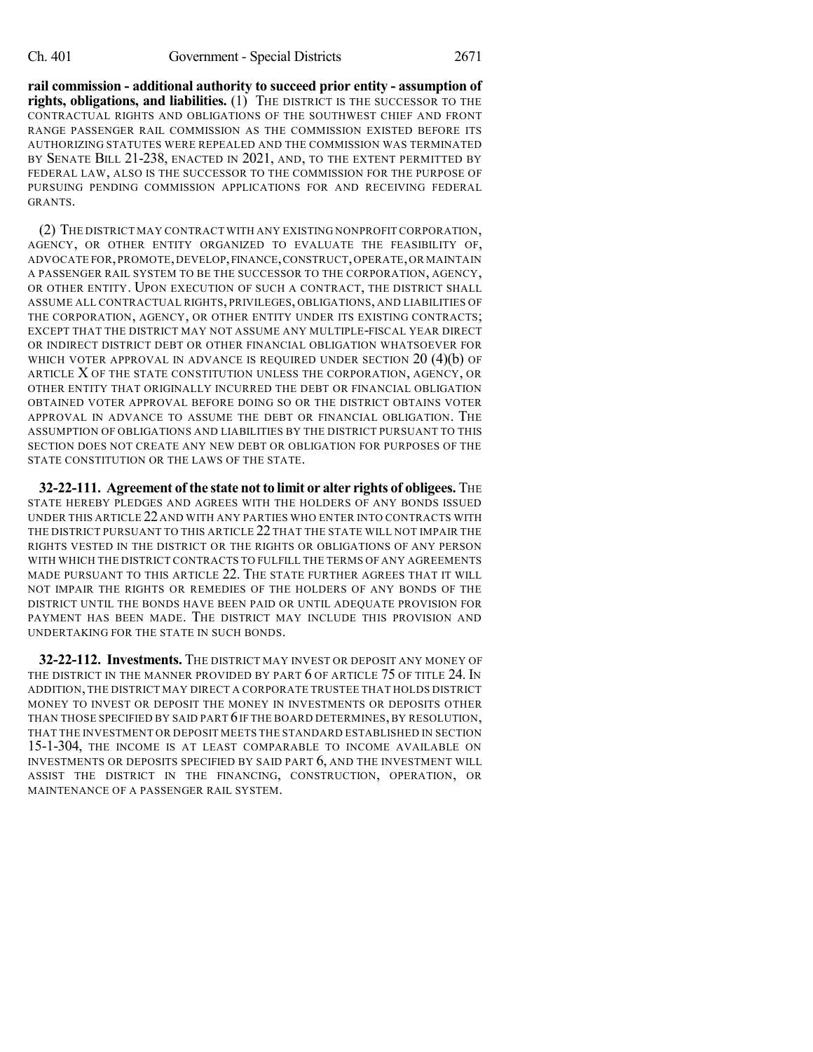**rail commission - additional authority to succeed prior entity - assumption of rights, obligations, and liabilities.** (1) THE DISTRICT IS THE SUCCESSOR TO THE CONTRACTUAL RIGHTS AND OBLIGATIONS OF THE SOUTHWEST CHIEF AND FRONT RANGE PASSENGER RAIL COMMISSION AS THE COMMISSION EXISTED BEFORE ITS AUTHORIZING STATUTES WERE REPEALED AND THE COMMISSION WAS TERMINATED BY SENATE BILL 21-238, ENACTED IN 2021, AND, TO THE EXTENT PERMITTED BY FEDERAL LAW, ALSO IS THE SUCCESSOR TO THE COMMISSION FOR THE PURPOSE OF PURSUING PENDING COMMISSION APPLICATIONS FOR AND RECEIVING FEDERAL GRANTS.

(2) THE DISTRICT MAY CONTRACT WITH ANY EXISTING NONPROFIT CORPORATION, AGENCY, OR OTHER ENTITY ORGANIZED TO EVALUATE THE FEASIBILITY OF, ADVOCATE FOR, PROMOTE, DEVELOP, FINANCE, CONSTRUCT, OPERATE, OR MAINTAIN A PASSENGER RAIL SYSTEM TO BE THE SUCCESSOR TO THE CORPORATION, AGENCY, OR OTHER ENTITY. UPON EXECUTION OF SUCH A CONTRACT, THE DISTRICT SHALL ASSUME ALL CONTRACTUAL RIGHTS, PRIVILEGES, OBLIGATIONS, AND LIABILITIES OF THE CORPORATION, AGENCY, OR OTHER ENTITY UNDER ITS EXISTING CONTRACTS; EXCEPT THAT THE DISTRICT MAY NOT ASSUME ANY MULTIPLE-FISCAL YEAR DIRECT OR INDIRECT DISTRICT DEBT OR OTHER FINANCIAL OBLIGATION WHATSOEVER FOR WHICH VOTER APPROVAL IN ADVANCE IS REQUIRED UNDER SECTION 20 (4)(b) OF ARTICLE X OF THE STATE CONSTITUTION UNLESS THE CORPORATION, AGENCY, OR OTHER ENTITY THAT ORIGINALLY INCURRED THE DEBT OR FINANCIAL OBLIGATION OBTAINED VOTER APPROVAL BEFORE DOING SO OR THE DISTRICT OBTAINS VOTER APPROVAL IN ADVANCE TO ASSUME THE DEBT OR FINANCIAL OBLIGATION. THE ASSUMPTION OF OBLIGATIONS AND LIABILITIES BY THE DISTRICT PURSUANT TO THIS SECTION DOES NOT CREATE ANY NEW DEBT OR OBLIGATION FOR PURPOSES OF THE STATE CONSTITUTION OR THE LAWS OF THE STATE.

**32-22-111. Agreement of the state not to limit or alter rights of obligees.** THE STATE HEREBY PLEDGES AND AGREES WITH THE HOLDERS OF ANY BONDS ISSUED UNDER THIS ARTICLE 22 AND WITH ANY PARTIES WHO ENTER INTO CONTRACTS WITH THE DISTRICT PURSUANT TO THIS ARTICLE 22 THAT THE STATE WILL NOT IMPAIR THE RIGHTS VESTED IN THE DISTRICT OR THE RIGHTS OR OBLIGATIONS OF ANY PERSON WITH WHICH THE DISTRICT CONTRACTS TO FULFILL THE TERMS OF ANY AGREEMENTS MADE PURSUANT TO THIS ARTICLE 22. THE STATE FURTHER AGREES THAT IT WILL NOT IMPAIR THE RIGHTS OR REMEDIES OF THE HOLDERS OF ANY BONDS OF THE DISTRICT UNTIL THE BONDS HAVE BEEN PAID OR UNTIL ADEQUATE PROVISION FOR PAYMENT HAS BEEN MADE. THE DISTRICT MAY INCLUDE THIS PROVISION AND UNDERTAKING FOR THE STATE IN SUCH BONDS.

**32-22-112. Investments.** THE DISTRICT MAY INVEST OR DEPOSIT ANY MONEY OF THE DISTRICT IN THE MANNER PROVIDED BY PART 6 OF ARTICLE 75 OF TITLE 24. IN ADDITION, THE DISTRICT MAY DIRECT A CORPORATE TRUSTEE THAT HOLDS DISTRICT MONEY TO INVEST OR DEPOSIT THE MONEY IN INVESTMENTS OR DEPOSITS OTHER THAN THOSE SPECIFIED BY SAID PART 6 IF THE BOARD DETERMINES, BY RESOLUTION, THAT THE INVESTMENT OR DEPOSIT MEETS THE STANDARD ESTABLISHED IN SECTION 15-1-304, THE INCOME IS AT LEAST COMPARABLE TO INCOME AVAILABLE ON INVESTMENTS OR DEPOSITS SPECIFIED BY SAID PART 6, AND THE INVESTMENT WILL ASSIST THE DISTRICT IN THE FINANCING, CONSTRUCTION, OPERATION, OR MAINTENANCE OF A PASSENGER RAIL SYSTEM.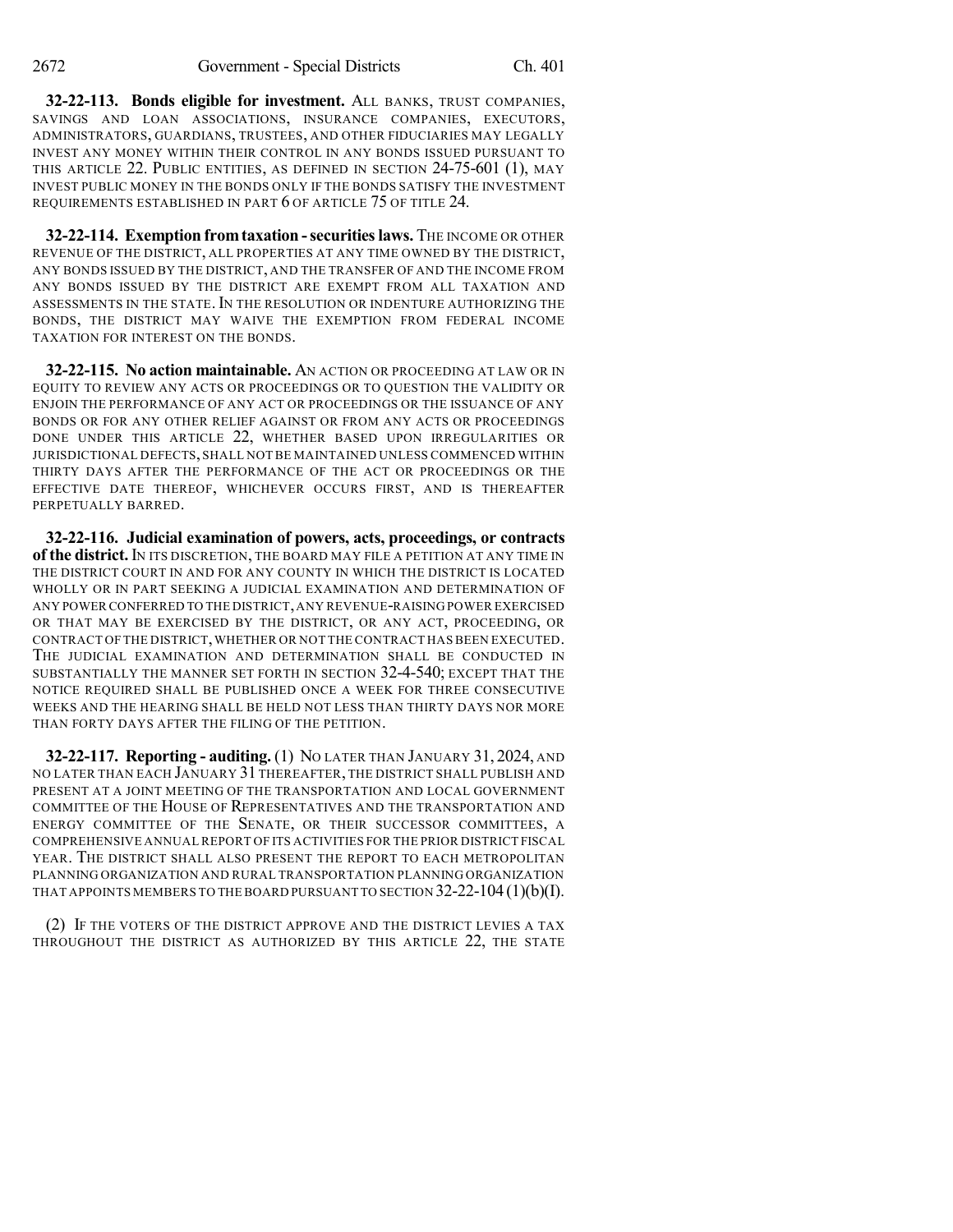**32-22-113. Bonds eligible for investment.** ALL BANKS, TRUST COMPANIES, SAVINGS AND LOAN ASSOCIATIONS, INSURANCE COMPANIES, EXECUTORS, ADMINISTRATORS, GUARDIANS, TRUSTEES, AND OTHER FIDUCIARIES MAY LEGALLY INVEST ANY MONEY WITHIN THEIR CONTROL IN ANY BONDS ISSUED PURSUANT TO THIS ARTICLE 22. PUBLIC ENTITIES, AS DEFINED IN SECTION 24-75-601 (1), MAY INVEST PUBLIC MONEY IN THE BONDS ONLY IF THE BONDS SATISFY THE INVESTMENT REQUIREMENTS ESTABLISHED IN PART 6 OF ARTICLE 75 OF TITLE 24.

**32-22-114. Exemption from taxation - securities laws.** THE INCOME OR OTHER REVENUE OF THE DISTRICT, ALL PROPERTIES AT ANY TIME OWNED BY THE DISTRICT, ANY BONDS ISSUED BY THE DISTRICT, AND THE TRANSFER OF AND THE INCOME FROM ANY BONDS ISSUED BY THE DISTRICT ARE EXEMPT FROM ALL TAXATION AND ASSESSMENTS IN THE STATE. IN THE RESOLUTION OR INDENTURE AUTHORIZING THE BONDS, THE DISTRICT MAY WAIVE THE EXEMPTION FROM FEDERAL INCOME TAXATION FOR INTEREST ON THE BONDS.

**32-22-115. No action maintainable.** AN ACTION OR PROCEEDING AT LAW OR IN EQUITY TO REVIEW ANY ACTS OR PROCEEDINGS OR TO QUESTION THE VALIDITY OR ENJOIN THE PERFORMANCE OF ANY ACT OR PROCEEDINGS OR THE ISSUANCE OF ANY BONDS OR FOR ANY OTHER RELIEF AGAINST OR FROM ANY ACTS OR PROCEEDINGS DONE UNDER THIS ARTICLE 22, WHETHER BASED UPON IRREGULARITIES OR JURISDICTIONAL DEFECTS, SHALL NOT BE MAINTAINED UNLESS COMMENCED WITHIN THIRTY DAYS AFTER THE PERFORMANCE OF THE ACT OR PROCEEDINGS OR THE EFFECTIVE DATE THEREOF, WHICHEVER OCCURS FIRST, AND IS THEREAFTER PERPETUALLY BARRED.

**32-22-116. Judicial examination of powers, acts, proceedings, or contracts of the district.** IN ITS DISCRETION, THE BOARD MAY FILE A PETITION AT ANY TIME IN THE DISTRICT COURT IN AND FOR ANY COUNTY IN WHICH THE DISTRICT IS LOCATED WHOLLY OR IN PART SEEKING A JUDICIAL EXAMINATION AND DETERMINATION OF ANY POWER CONFERRED TO THE DISTRICT, ANY REVENUE-RAISING POWER EXERCISED OR THAT MAY BE EXERCISED BY THE DISTRICT, OR ANY ACT, PROCEEDING, OR CONTRACT OF THE DISTRICT, WHETHER OR NOT THE CONTRACT HAS BEEN EXECUTED. THE JUDICIAL EXAMINATION AND DETERMINATION SHALL BE CONDUCTED IN SUBSTANTIALLY THE MANNER SET FORTH IN SECTION 32-4-540; EXCEPT THAT THE NOTICE REQUIRED SHALL BE PUBLISHED ONCE A WEEK FOR THREE CONSECUTIVE WEEKS AND THE HEARING SHALL BE HELD NOT LESS THAN THIRTY DAYS NOR MORE THAN FORTY DAYS AFTER THE FILING OF THE PETITION.

**32-22-117. Reporting - auditing.** (1) NO LATER THAN JANUARY 31, 2024, AND NO LATER THAN EACH JANUARY 31 THEREAFTER, THE DISTRICT SHALL PUBLISH AND PRESENT AT A JOINT MEETING OF THE TRANSPORTATION AND LOCAL GOVERNMENT COMMITTEE OF THE HOUSE OF REPRESENTATIVES AND THE TRANSPORTATION AND ENERGY COMMITTEE OF THE SENATE, OR THEIR SUCCESSOR COMMITTEES, A COMPREHENSIVE ANNUAL REPORT OF ITS ACTIVITIES FOR THE PRIOR DISTRICT FISCAL YEAR. THE DISTRICT SHALL ALSO PRESENT THE REPORT TO EACH METROPOLITAN PLANNING ORGANIZATION AND RURAL TRANSPORTATION PLANNING ORGANIZATION THAT APPOINTS MEMBERS TO THE BOARD PURSUANT TO SECTION 32-22-104 (1)(b)(I).

(2) IF THE VOTERS OF THE DISTRICT APPROVE AND THE DISTRICT LEVIES A TAX THROUGHOUT THE DISTRICT AS AUTHORIZED BY THIS ARTICLE 22, THE STATE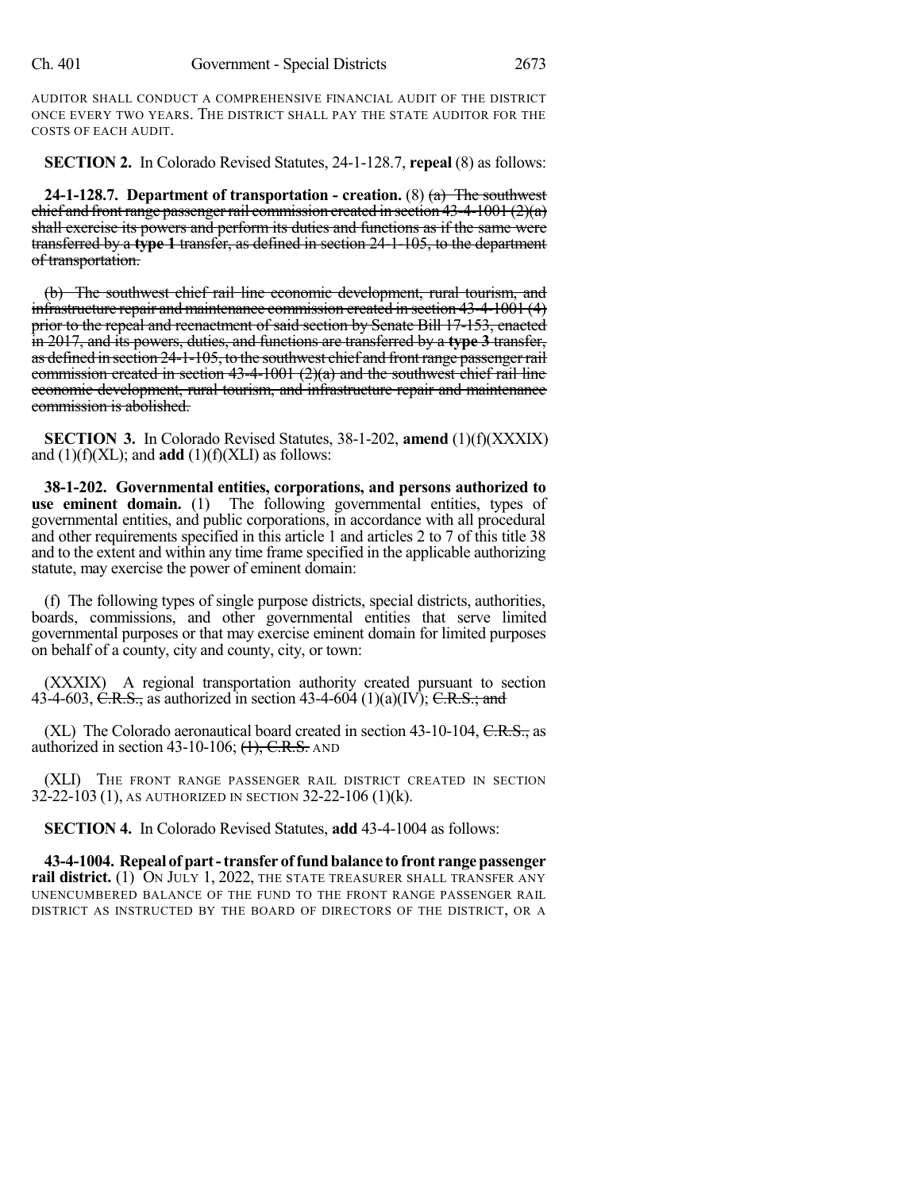AUDITOR SHALL CONDUCT A COMPREHENSIVE FINANCIAL AUDIT OF THE DISTRICT ONCE EVERY TWO YEARS. THE DISTRICT SHALL PAY THE STATE AUDITOR FOR THE COSTS OF EACH AUDIT.

**SECTION 2.** In Colorado Revised Statutes, 24-1-128.7, **repeal** (8) as follows:

**24-1-128.7. Department of transportation - creation.** (8) ~~(a) The southwest chief and front range passenger rail commission created in section 43-4-1001 (2)(a) shall exercise its powers and perform its duties and functions as if the same were transferred by a **type 1** transfer, as defined in section 24-1-105, to the department of transportation.~~

~~(b) The southwest chief rail line economic development, rural tourism, and infrastructure repair and maintenance commission created in section 43-4-1001 (4) prior to the repeal and reenactment of said section by Senate Bill 17-153, enacted in 2017, and its powers, duties, and functions are transferred by a **type 3** transfer, as defined in section 24-1-105, to the southwest chief and front range passenger rail commission created in section 43-4-1001 (2)(a) and the southwest chief rail line economic development, rural tourism, and infrastructure repair and maintenance commission is abolished.~~

**SECTION 3.** In Colorado Revised Statutes, 38-1-202, **amend** (1)(f)(XXXIX) and (1)(f)(XL); and **add** (1)(f)(XLI) as follows:

**38-1-202. Governmental entities, corporations, and persons authorized to use eminent domain.** (1) The following governmental entities, types of governmental entities, and public corporations, in accordance with all procedural and other requirements specified in this article 1 and articles 2 to 7 of this title 38 and to the extent and within any time frame specified in the applicable authorizing statute, may exercise the power of eminent domain:

(f) The following types of single purpose districts, special districts, authorities, boards, commissions, and other governmental entities that serve limited governmental purposes or that may exercise eminent domain for limited purposes on behalf of a county, city and county, city, or town:

(XXXIX) A regional transportation authority created pursuant to section 43-4-603, ~~C.R.S.,~~ as authorized in section 43-4-604 (1)(a)(IV); ~~C.R.S.; and~~

(XL) The Colorado aeronautical board created in section 43-10-104, ~~C.R.S.,~~ as authorized in section 43-10-106; ~~(1), C.R.S.~~ AND

(XLI) THE FRONT RANGE PASSENGER RAIL DISTRICT CREATED IN SECTION 32-22-103 (1), AS AUTHORIZED IN SECTION 32-22-106 (1)(k).

**SECTION 4.** In Colorado Revised Statutes, **add** 43-4-1004 as follows:

**43-4-1004. Repeal of part - transfer of fund balance to front range passenger rail district.** (1) ON JULY 1, 2022, THE STATE TREASURER SHALL TRANSFER ANY UNENCUMBERED BALANCE OF THE FUND TO THE FRONT RANGE PASSENGER RAIL DISTRICT AS INSTRUCTED BY THE BOARD OF DIRECTORS OF THE DISTRICT, OR A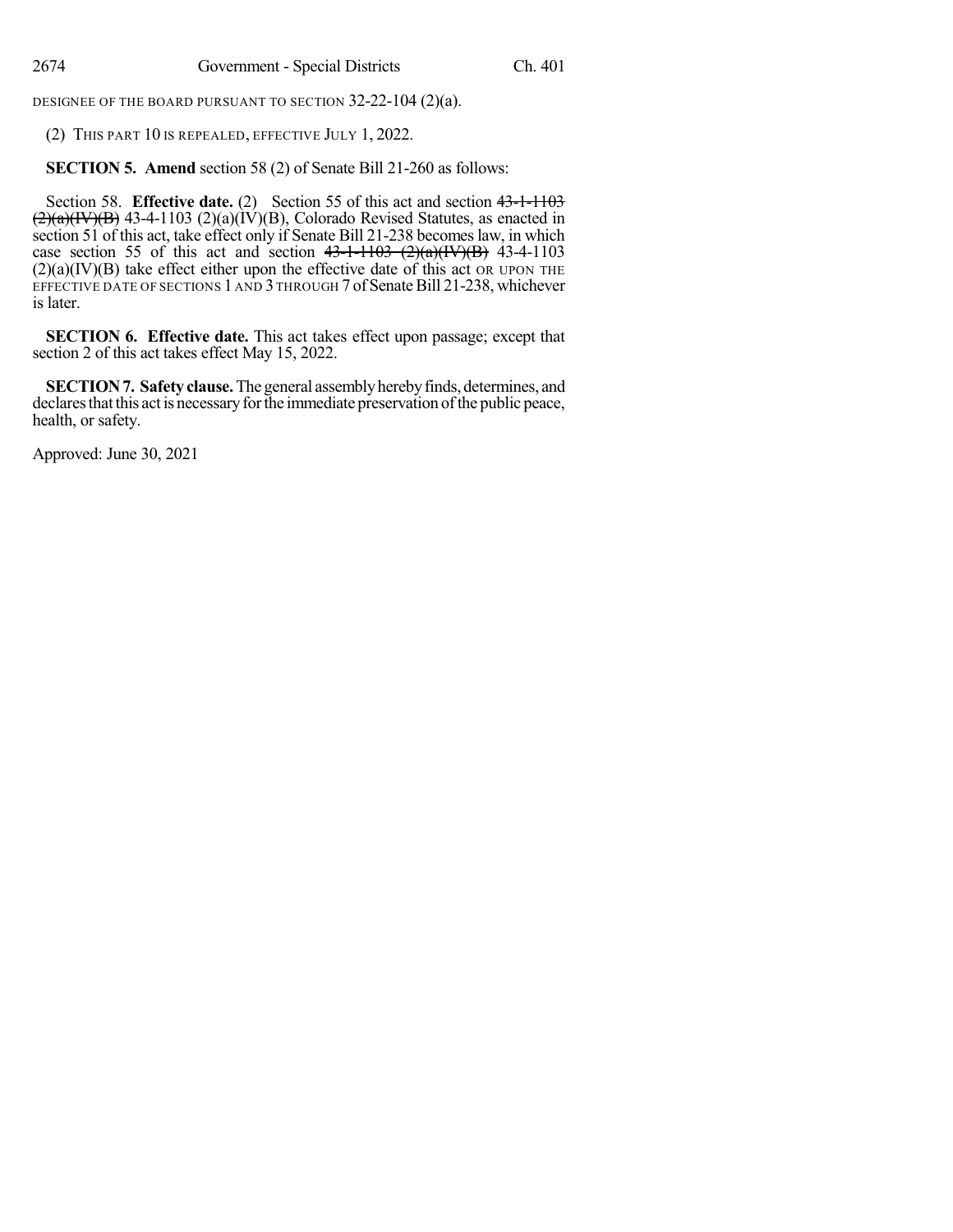DESIGNEE OF THE BOARD PURSUANT TO SECTION 32-22-104 (2)(a).

(2) THIS PART 10 IS REPEALED, EFFECTIVE JULY 1, 2022.

**SECTION 5. Amend** section 58 (2) of Senate Bill 21-260 as follows:

Section 58. **Effective date.** (2) Section 55 of this act and section ~~43-1-1103 (2)(a)(IV)(B)~~ 43-4-1103 (2)(a)(IV)(B), Colorado Revised Statutes, as enacted in section 51 of this act, take effect only if Senate Bill 21-238 becomes law, in which case section 55 of this act and section ~~43-1-1103 (2)(a)(IV)(B)~~ 43-4-1103 (2)(a)(IV)(B) take effect either upon the effective date of this act OR UPON THE EFFECTIVE DATE OF SECTIONS 1 AND 3 THROUGH 7 of Senate Bill 21-238, whichever is later.

**SECTION 6. Effective date.** This act takes effect upon passage; except that section 2 of this act takes effect May 15, 2022.

**SECTION 7. Safety clause.** The general assembly hereby finds, determines, and declares that this act is necessary for the immediate preservation of the public peace, health, or safety.

Approved: June 30, 2021